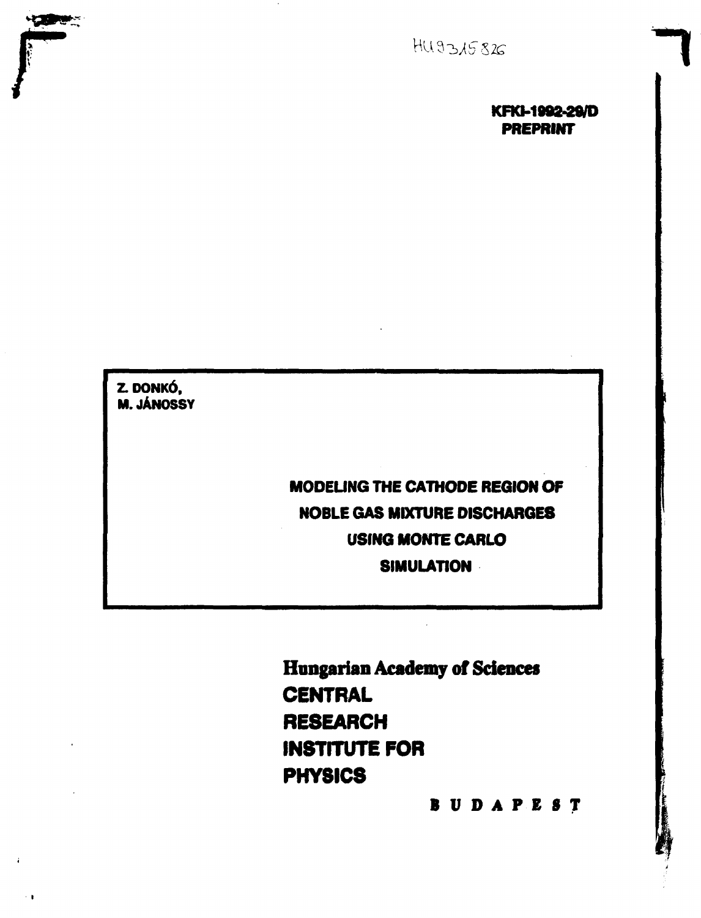HU9315826

**KFKI-1992-29/D**
**PREPRINT**

**Z. DONKÓ,**
**M. JÁNOSSY**

# MODELING THE CATHODE REGION OF NOBLE GAS MIXTURE DISCHARGES USING MONTE CARLO SIMULATION

**Hungarian Academy of Sciences**
**CENTRAL RESEARCH INSTITUTE FOR PHYSICS**

**BUDAPEST**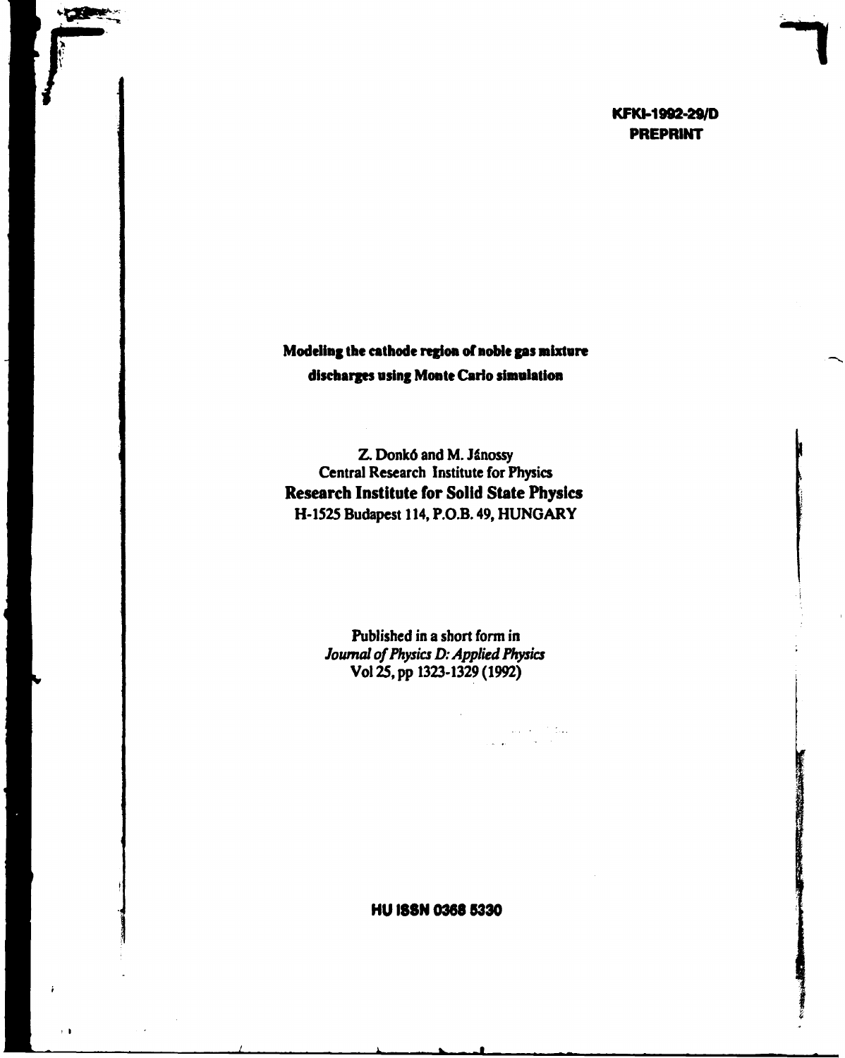KFKI-1992-29/D
**PREPRINT**

# Modeling the cathode region of noble gas mixture discharges using Monte Carlo simulation

Z. Donkó and M. Jánossy
Central Research Institute for Physics
**Research Institute for Solid State Physics**
H-1525 Budapest 114, P.O.B. 49, HUNGARY

Published in a short form in
*Journal of Physics D: Applied Physics*
Vol 25, pp 1323-1329 (1992)

**HU ISSN 0368 5330**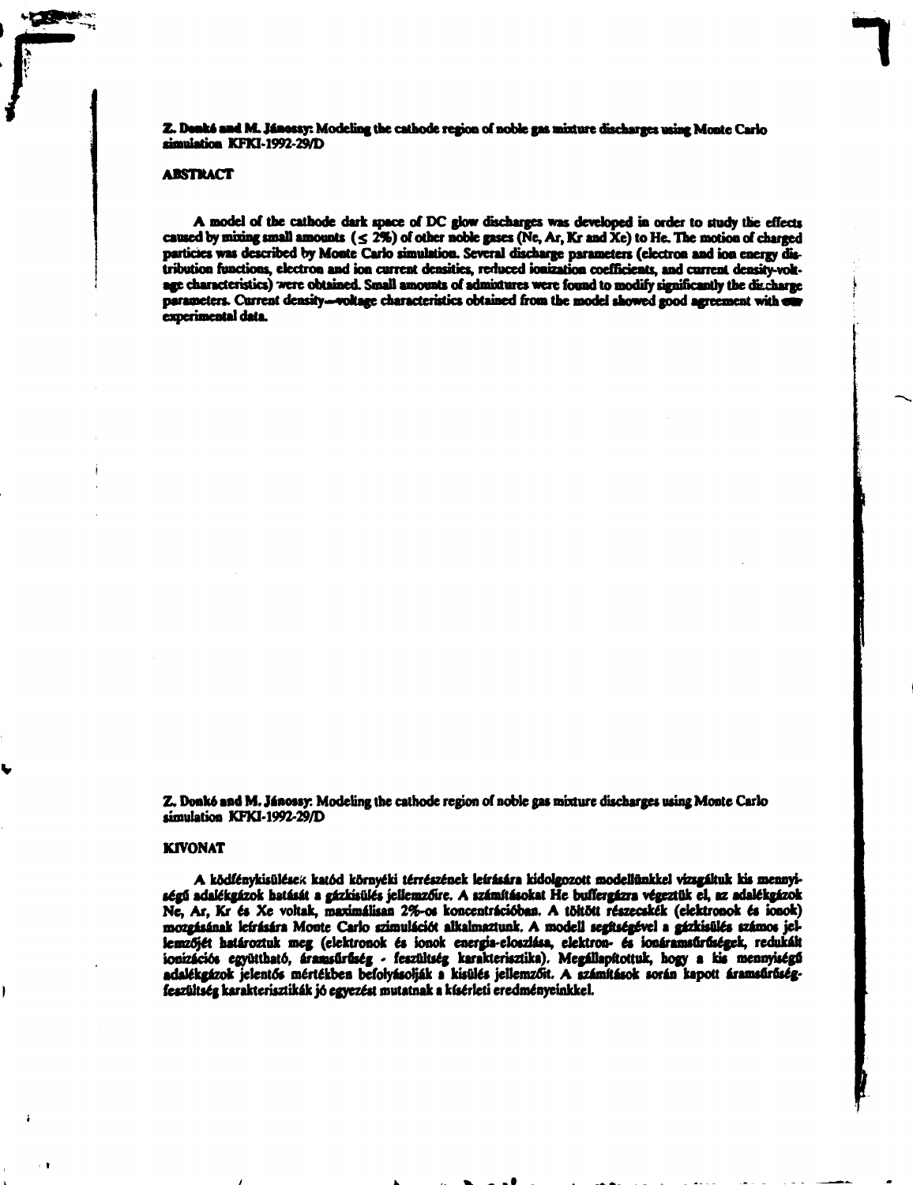**Z. Donkó and M. Jánossy: Modeling the cathode region of noble gas mixture discharges using Monte Carlo simulation KFKI-1992-29/D**

**ABSTRACT**

A model of the cathode dark space of DC glow discharges was developed in order to study the effects caused by mixing small amounts ($\leq$ 2%) of other noble gases (Ne, Ar, Kr and Xe) to He. The motion of charged particles was described by Monte Carlo simulation. Several discharge parameters (electron and ion energy distribution functions, electron and ion current densities, reduced ionization coefficients, and current density-voltage characteristics) were obtained. Small amounts of admixtures were found to modify significantly the discharge parameters. Current density—voltage characteristics obtained from the model showed good agreement with our experimental data.

Z. Donkó and M. Jánossy: Modeling the cathode region of noble gas mixture discharges using Monte Carlo simulation KFKI-1992-29/D

**KIVONAT**

A ködfénykisülések katód környéki térrészének leírására kidolgozott modellünkkel vizsgáltuk kis mennyiségű adalékgázok hatását a gázkisülés jellemzőire. A számításokat He buffergázra végeztük el, az adalékgázok Ne, Ar, Kr és Xe voltak, maximálisan 2%-os koncentrációban. A töltött részecskék (elektronok és ionok) mozgásának leírására Monte Carlo szimulációt alkalmaztunk. A modell segítségével a gázkisülés számos jellemzőjét határoztuk meg (elektronok és ionok energia-eloszlása, elektron- és ionáramsűrűségek, redukált ionizációs együttható, áramsűrűség - feszültség karakterisztika). Megállapítottuk, hogy a kis mennyiségű adalékgázok jelentős mértékben befolyásolják a kisülés jellemzőit. A számítások során kapott áramsűrűség-feszültség karakterisztikák jó egyezést mutatnak a kísérleti eredményeinkkel.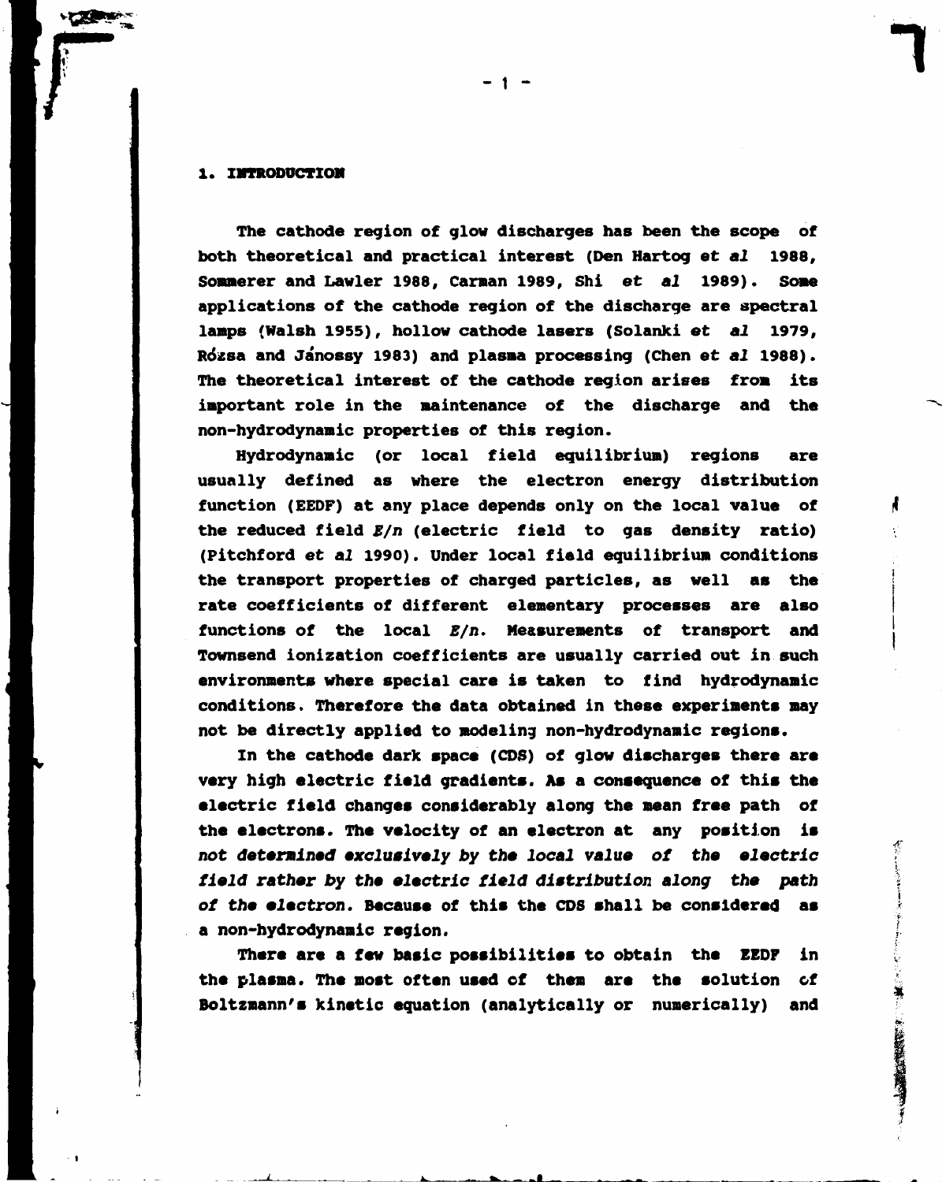## 1. INTRODUCTION

The cathode region of glow discharges has been the scope of both theoretical and practical interest (Den Hartog *et al* 1988, Sommerer and Lawler 1988, Carman 1989, Shi *et al* 1989). Some applications of the cathode region of the discharge are spectral lamps (Walsh 1955), hollow cathode lasers (Solanki *et al* 1979, Rózsa and Jánossy 1983) and plasma processing (Chen *et al* 1988). The theoretical interest of the cathode region arises from its important role in the maintenance of the discharge and the non-hydrodynamic properties of this region.

Hydrodynamic (or local field equilibrium) regions are usually defined as where the electron energy distribution function (EEDF) at any place depends only on the local value of the reduced field $E/n$ (electric field to gas density ratio) (Pitchford *et al* 1990). Under local field equilibrium conditions the transport properties of charged particles, as well as the rate coefficients of different elementary processes are also functions of the local $E/n$. Measurements of transport and Townsend ionization coefficients are usually carried out in such environments where special care is taken to find hydrodynamic conditions. Therefore the data obtained in these experiments may not be directly applied to modeling non-hydrodynamic regions.

In the cathode dark space (CDS) of glow discharges there are very high electric field gradients. As a consequence of this the electric field changes considerably along the mean free path of the electrons. The velocity of an electron at any position is *not determined exclusively by the local value of the electric field rather by the electric field distribution along the path of the electron.* Because of this the CDS shall be considered as a non-hydrodynamic region.

There are a few basic possibilities to obtain the EEDF in the plasma. The most often used of them are the solution of Boltzmann's kinetic equation (analytically or numerically) and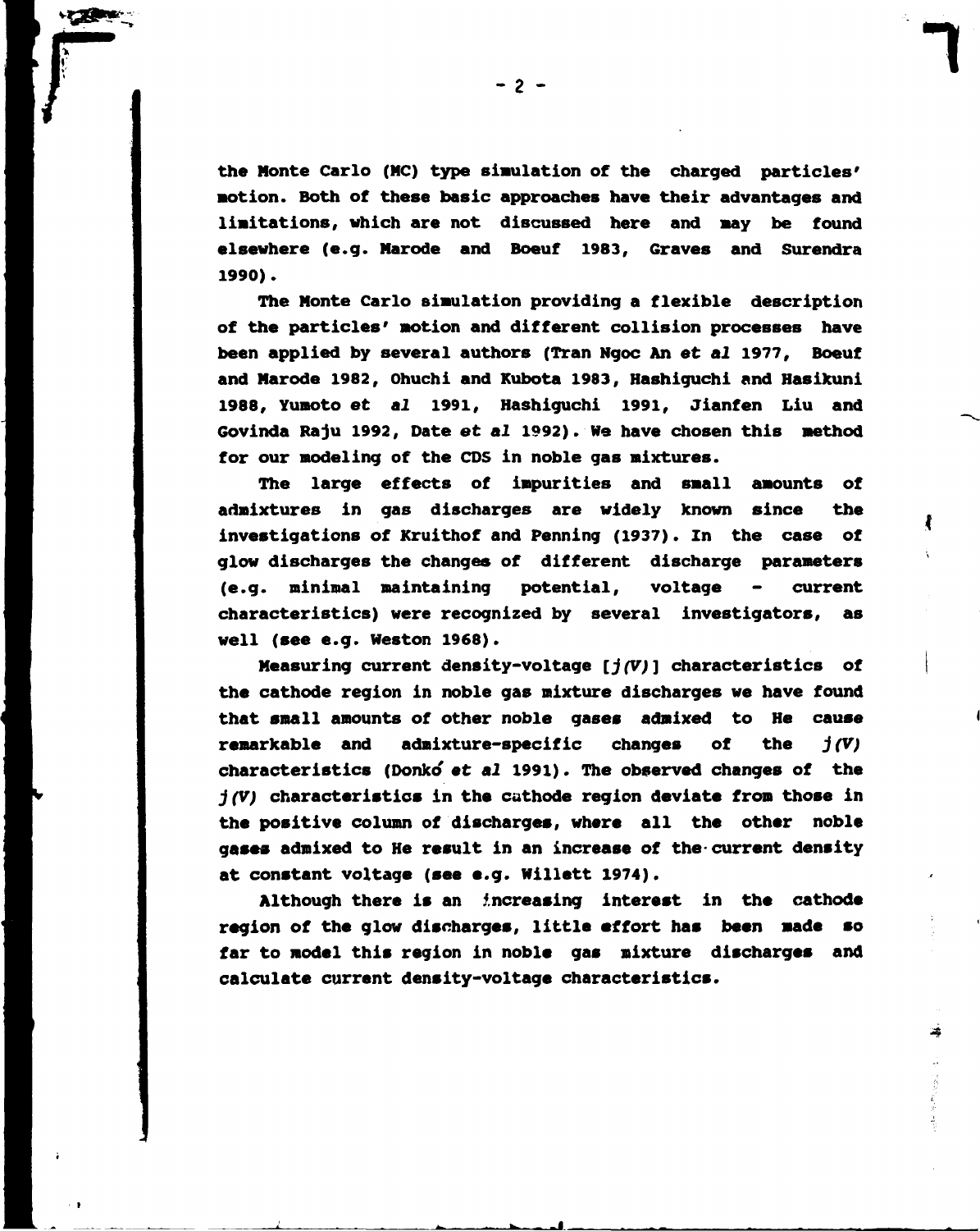the Monte Carlo (MC) type simulation of the charged particles' motion. Both of these basic approaches have their advantages and limitations, which are not discussed here and may be found elsewhere (e.g. Marode and Boeuf 1983, Graves and Surendra 1990).

The Monte Carlo simulation providing a flexible description of the particles' motion and different collision processes have been applied by several authors (Tran Ngoc An *et al* 1977, Boeuf and Marode 1982, Ohuchi and Kubota 1983, Hashiguchi and Hasikuni 1988, Yumoto *et al* 1991, Hashiguchi 1991, Jianfen Liu and Govinda Raju 1992, Date *et al* 1992). We have chosen this method for our modeling of the CDS in noble gas mixtures.

The large effects of impurities and small amounts of admixtures in gas discharges are widely known since the investigations of Kruithof and Penning (1937). In the case of glow discharges the changes of different discharge parameters (e.g. minimal maintaining potential, voltage - current characteristics) were recognized by several investigators, as well (see e.g. Weston 1968).

Measuring current density-voltage [$j(V)$] characteristics of the cathode region in noble gas mixture discharges we have found that small amounts of other noble gases admixed to He cause remarkable and admixture-specific changes of the $j(V)$ characteristics (Donkó *et al* 1991). The observed changes of the $j(V)$ characteristics in the cathode region deviate from those in the positive column of discharges, where all the other noble gases admixed to He result in an increase of the current density at constant voltage (see e.g. Willett 1974).

Although there is an increasing interest in the cathode region of the glow discharges, little effort has been made so far to model this region in noble gas mixture discharges and calculate current density-voltage characteristics.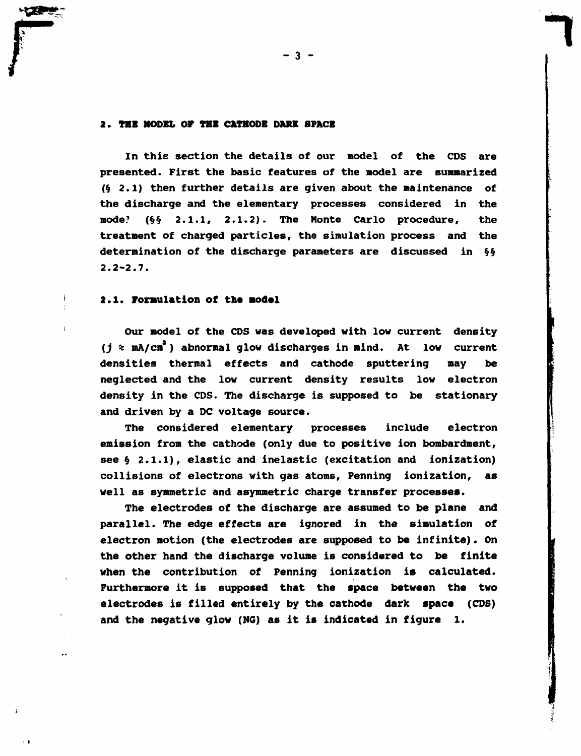## 2. THE MODEL OF THE CATHODE DARK SPACE

In this section the details of our model of the CDS are presented. First the basic features of the model are summarized (§ 2.1) then further details are given about the maintenance of the discharge and the elementary processes considered in the model (§§ 2.1.1, 2.1.2). The Monte Carlo procedure, the treatment of charged particles, the simulation process and the determination of the discharge parameters are discussed in §§ 2.2-2.7.

### 2.1. Formulation of the model

Our model of the CDS was developed with low current density ($j \approx$ mA/cm$^2$) abnormal glow discharges in mind. At low current densities thermal effects and cathode sputtering may be neglected and the low current density results low electron density in the CDS. The discharge is supposed to be stationary and driven by a DC voltage source.

The considered elementary processes include electron emission from the cathode (only due to positive ion bombardment, see § 2.1.1), elastic and inelastic (excitation and ionization) collisions of electrons with gas atoms, Penning ionization, as well as symmetric and asymmetric charge transfer processes.

The electrodes of the discharge are assumed to be plane and parallel. The edge effects are ignored in the simulation of electron motion (the electrodes are supposed to be infinite). On the other hand the discharge volume is considered to be finite when the contribution of Penning ionization is calculated. Furthermore it is supposed that the space between the two electrodes is filled entirely by the cathode dark space (CDS) and the negative glow (NG) as it is indicated in figure 1.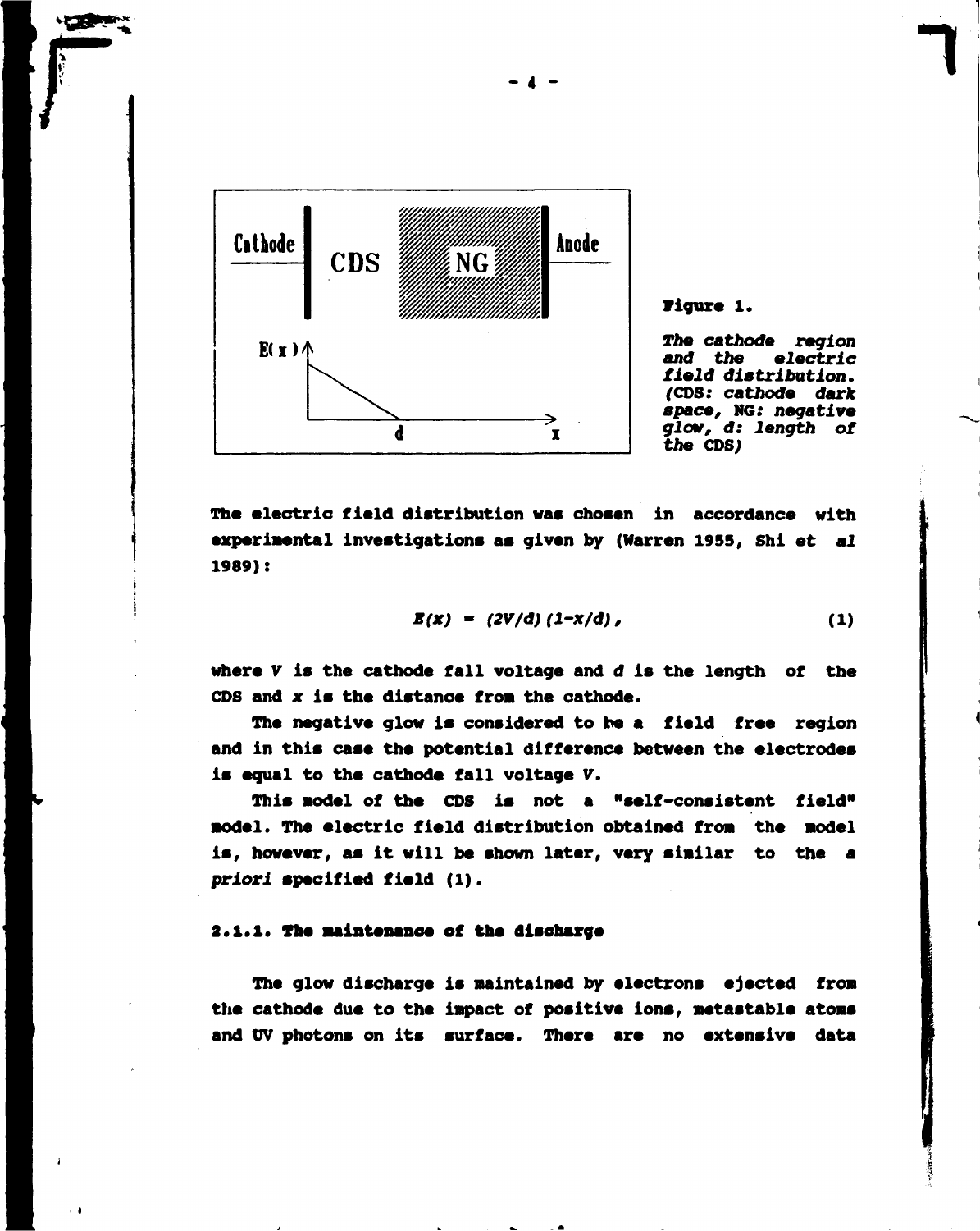**Figure 1.**

*The cathode region and the electric field distribution. (CDS: cathode dark space, NG: negative glow, d: length of the CDS)*

The electric field distribution was chosen in accordance with experimental investigations as given by (Warren 1955, Shi *et al* 1989):

$$E(x) = (2V/d)(1-x/d), \quad (1)$$

where $V$ is the cathode fall voltage and $d$ is the length of the CDS and $x$ is the distance from the cathode.

The negative glow is considered to be a field free region and in this case the potential difference between the electrodes is equal to the cathode fall voltage $V$.

This model of the CDS is not a "self-consistent field" model. The electric field distribution obtained from the model is, however, as it will be shown later, very similar to the *a priori* specified field (1).

### 2.1.1. The maintenance of the discharge

The glow discharge is maintained by electrons ejected from the cathode due to the impact of positive ions, metastable atoms and UV photons on its surface. There are no extensive data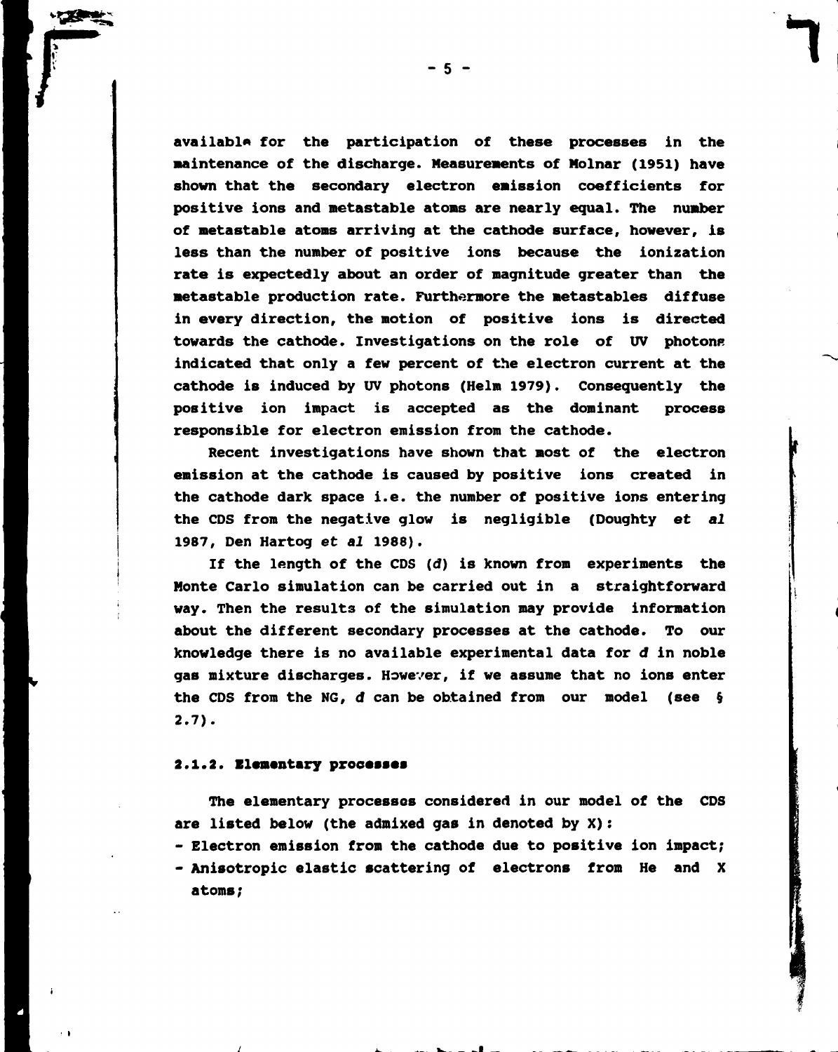available for the participation of these processes in the maintenance of the discharge. Measurements of Molnar (1951) have shown that the secondary electron emission coefficients for positive ions and metastable atoms are nearly equal. The number of metastable atoms arriving at the cathode surface, however, is less than the number of positive ions because the ionization rate is expectedly about an order of magnitude greater than the metastable production rate. Furthermore the metastables diffuse in every direction, the motion of positive ions is directed towards the cathode. Investigations on the role of UV photons indicated that only a few percent of the electron current at the cathode is induced by UV photons (Helm 1979). Consequently the positive ion impact is accepted as the dominant process responsible for electron emission from the cathode.

Recent investigations have shown that most of the electron emission at the cathode is caused by positive ions created in the cathode dark space i.e. the number of positive ions entering the CDS from the negative glow is negligible (Doughty *et al* 1987, Den Hartog *et al* 1988).

If the length of the CDS ($d$) is known from experiments the Monte Carlo simulation can be carried out in a straightforward way. Then the results of the simulation may provide information about the different secondary processes at the cathode. To our knowledge there is no available experimental data for $d$ in noble gas mixture discharges. However, if we assume that no ions enter the CDS from the NG, $d$ can be obtained from our model (see § 2.7).

### 2.1.2. Elementary processes

The elementary processes considered in our model of the CDS are listed below (the admixed gas in denoted by X):

- Electron emission from the cathode due to positive ion impact;
- Anisotropic elastic scattering of electrons from He and X atoms;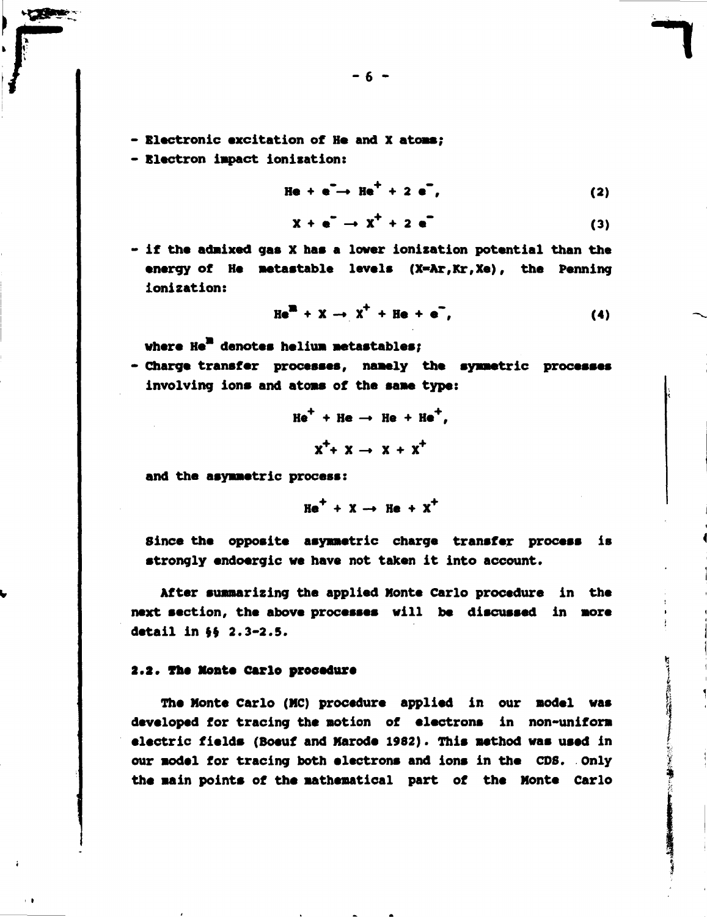- Electronic excitation of He and X atoms;
- Electron impact ionization:

$$He + e^- \rightarrow He^+ + 2\,e^-, \tag{2}$$

$$X + e^- \rightarrow X^+ + 2\,e^- \tag{3}$$

- if the admixed gas X has a lower ionization potential than the energy of He metastable levels (X=Ar,Kr,Xe), the Penning ionization:

$$He^m + X \rightarrow X^+ + He + e^-, \tag{4}$$

  where $He^m$ denotes helium metastables;
- Charge transfer processes, namely the symmetric processes involving ions and atoms of the same type:

$$He^+ + He \rightarrow He + He^+,$$

$$X^+ + X \rightarrow X + X^+$$

  and the asymmetric process:

$$He^+ + X \rightarrow He + X^+$$

  Since the opposite asymmetric charge transfer process is strongly endoergic we have not taken it into account.

After summarizing the applied Monte Carlo procedure in the next section, the above processes will be discussed in more detail in §§ 2.3-2.5.

## 2.2. The Monte Carlo procedure

The Monte Carlo (MC) procedure applied in our model was developed for tracing the motion of electrons in non-uniform electric fields (Boeuf and Marode 1982). This method was used in our model for tracing both electrons and ions in the CDS. Only the main points of the mathematical part of the Monte Carlo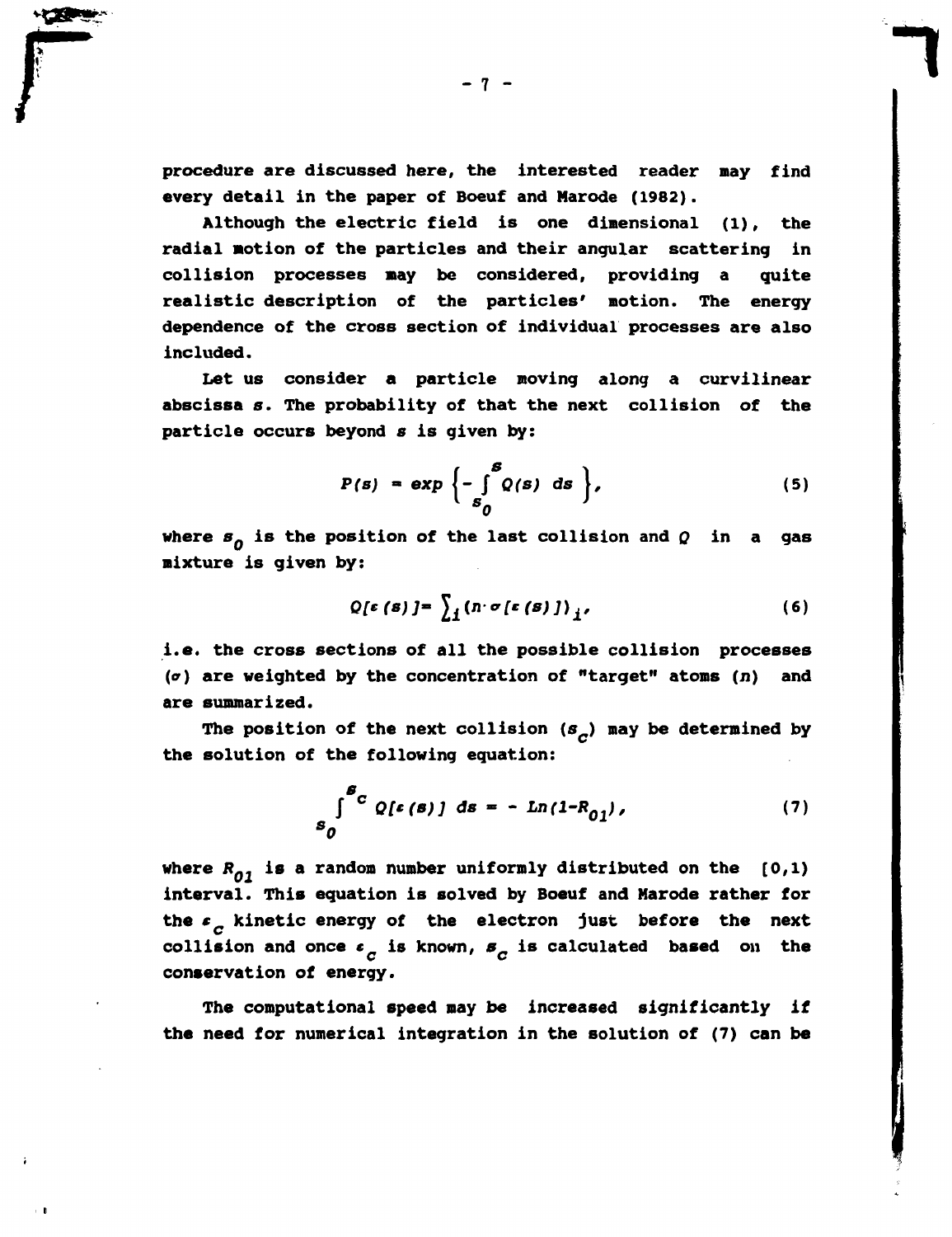procedure are discussed here, the interested reader may find every detail in the paper of Boeuf and Marode (1982).

Although the electric field is one dimensional (1), the radial motion of the particles and their angular scattering in collision processes may be considered, providing a quite realistic description of the particles' motion. The energy dependence of the cross section of individual processes are also included.

Let us consider a particle moving along a curvilinear abscissa $s$. The probability of that the next collision of the particle occurs beyond $s$ is given by:

$$P(s) = exp\left\{-\int_{s_0}^{s} Q(s)\ ds\right\}, \tag{5}$$

where $s_0$ is the position of the last collision and $Q$ in a gas mixture is given by:

$$Q[\varepsilon(s)] = \sum_i (n\cdot\sigma[\varepsilon(s)])_i, \tag{6}$$

i.e. the cross sections of all the possible collision processes ($\sigma$) are weighted by the concentration of "target" atoms ($n$) and are summarized.

The position of the next collision ($s_c$) may be determined by the solution of the following equation:

$$\int_{s_0}^{s_c} Q[\varepsilon(s)]\ ds = -\ Ln(1-R_{01}), \tag{7}$$

where $R_{01}$ is a random number uniformly distributed on the [0,1) interval. This equation is solved by Boeuf and Marode rather for the $\varepsilon_c$ kinetic energy of the electron just before the next collision and once $\varepsilon_c$ is known, $s_c$ is calculated based on the conservation of energy.

The computational speed may be increased significantly if the need for numerical integration in the solution of (7) can be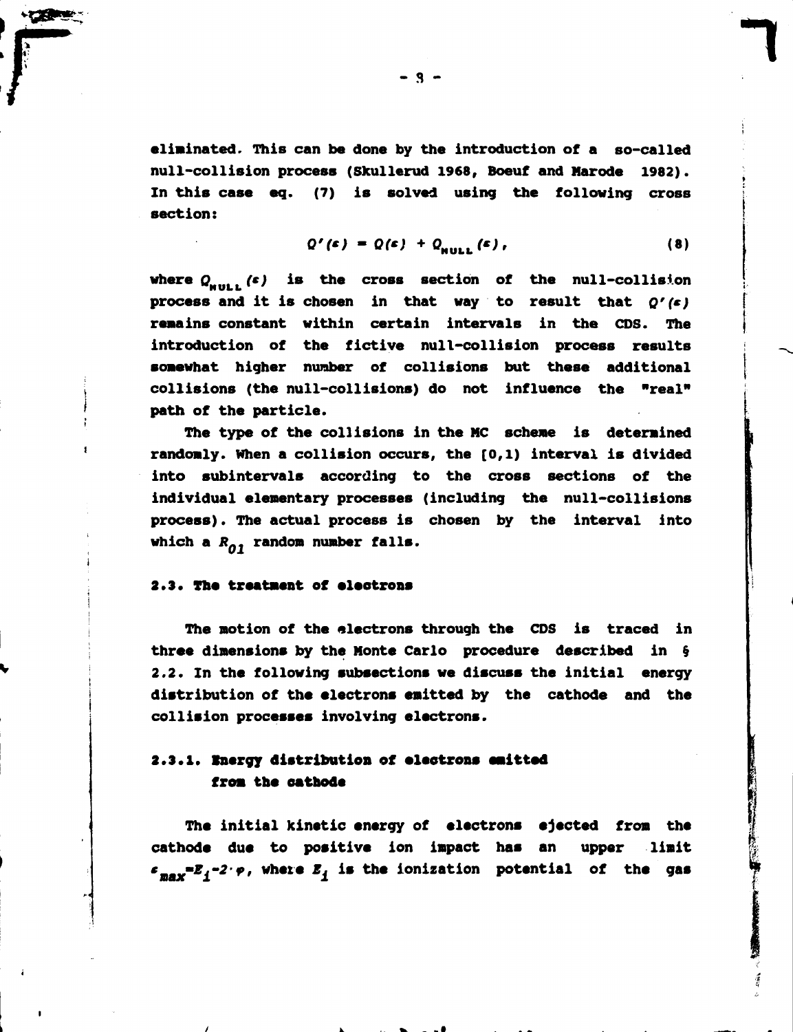eliminated. This can be done by the introduction of a so-called null-collision process (Skullerud 1968, Boeuf and Marode 1982). In this case eq. (7) is solved using the following cross section:

$$Q'(\varepsilon) = Q(\varepsilon) + Q_{NULL}(\varepsilon), \tag{8}$$

where $Q_{NULL}(\varepsilon)$ is the cross section of the null-collision process and it is chosen in that way to result that $Q'(\varepsilon)$ remains constant within certain intervals in the CDS. The introduction of the fictive null-collision process results somewhat higher number of collisions but these additional collisions (the null-collisions) do not influence the "real" path of the particle.

The type of the collisions in the MC scheme is determined randomly. When a collision occurs, the [0,1) interval is divided into subintervals according to the cross sections of the individual elementary processes (including the null-collisions process). The actual process is chosen by the interval into which a $R_{01}$ random number falls.

### 2.3. The treatment of electrons

The motion of the electrons through the CDS is traced in three dimensions by the Monte Carlo procedure described in § 2.2. In the following subsections we discuss the initial energy distribution of the electrons emitted by the cathode and the collision processes involving electrons.

#### 2.3.1. Energy distribution of electrons emitted from the cathode

The initial kinetic energy of electrons ejected from the cathode due to positive ion impact has an upper limit $\varepsilon_{max} = E_i - 2 \cdot \varphi$, where $E_i$ is the ionization potential of the gas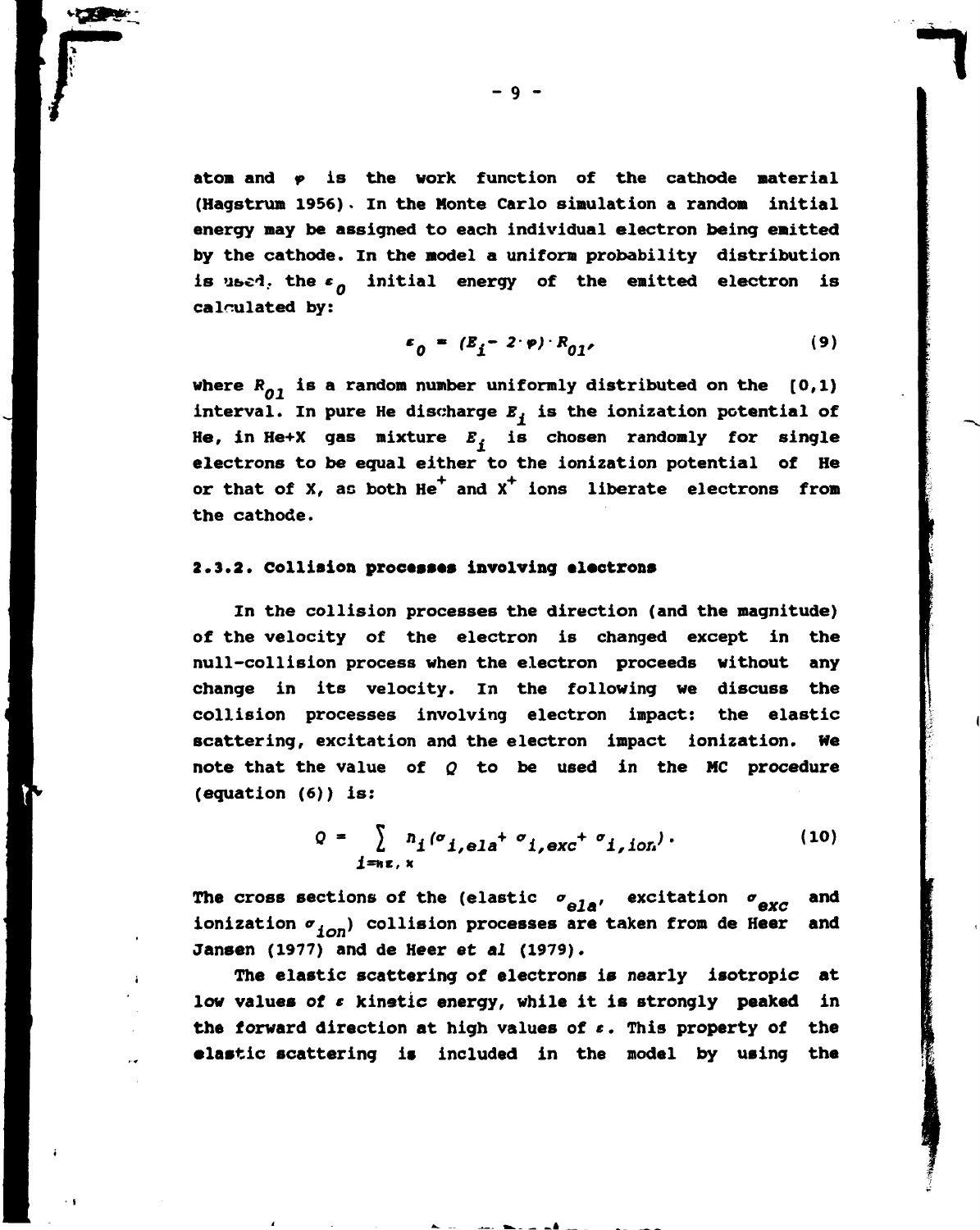atom and $\varphi$ is the work function of the cathode material (Hagstrum 1956). In the Monte Carlo simulation a random initial energy may be assigned to each individual electron being emitted by the cathode. In the model a uniform probability distribution is used, the $\varepsilon_0$ initial energy of the emitted electron is calculated by:

$$\varepsilon_0 = (E_i - 2 \cdot \varphi) \cdot R_{01}, \tag{9}$$

where $R_{01}$ is a random number uniformly distributed on the [0,1) interval. In pure He discharge $E_i$ is the ionization potential of He, in He+X gas mixture $E_i$ is chosen randomly for single electrons to be equal either to the ionization potential of He or that of X, as both $He^+$ and $X^+$ ions liberate electrons from the cathode.

### 2.3.2. Collision processes involving electrons

In the collision processes the direction (and the magnitude) of the velocity of the electron is changed except in the null-collision process when the electron proceeds without any change in its velocity. In the following we discuss the collision processes involving electron impact: the elastic scattering, excitation and the electron impact ionization. We note that the value of $Q$ to be used in the MC procedure (equation (6)) is:

$$Q = \sum_{i=\mathrm{He},\,\mathrm{X}} n_i(\sigma_{i,ela} + \sigma_{i,exc} + \sigma_{i,ion}). \tag{10}$$

The cross sections of the (elastic $\sigma_{ela}$, excitation $\sigma_{exc}$ and ionization $\sigma_{ion}$) collision processes are taken from de Heer and Jansen (1977) and de Heer *et al* (1979).

The elastic scattering of electrons is nearly isotropic at low values of $\varepsilon$ kinetic energy, while it is strongly peaked in the forward direction at high values of $\varepsilon$. This property of the elastic scattering is included in the model by using the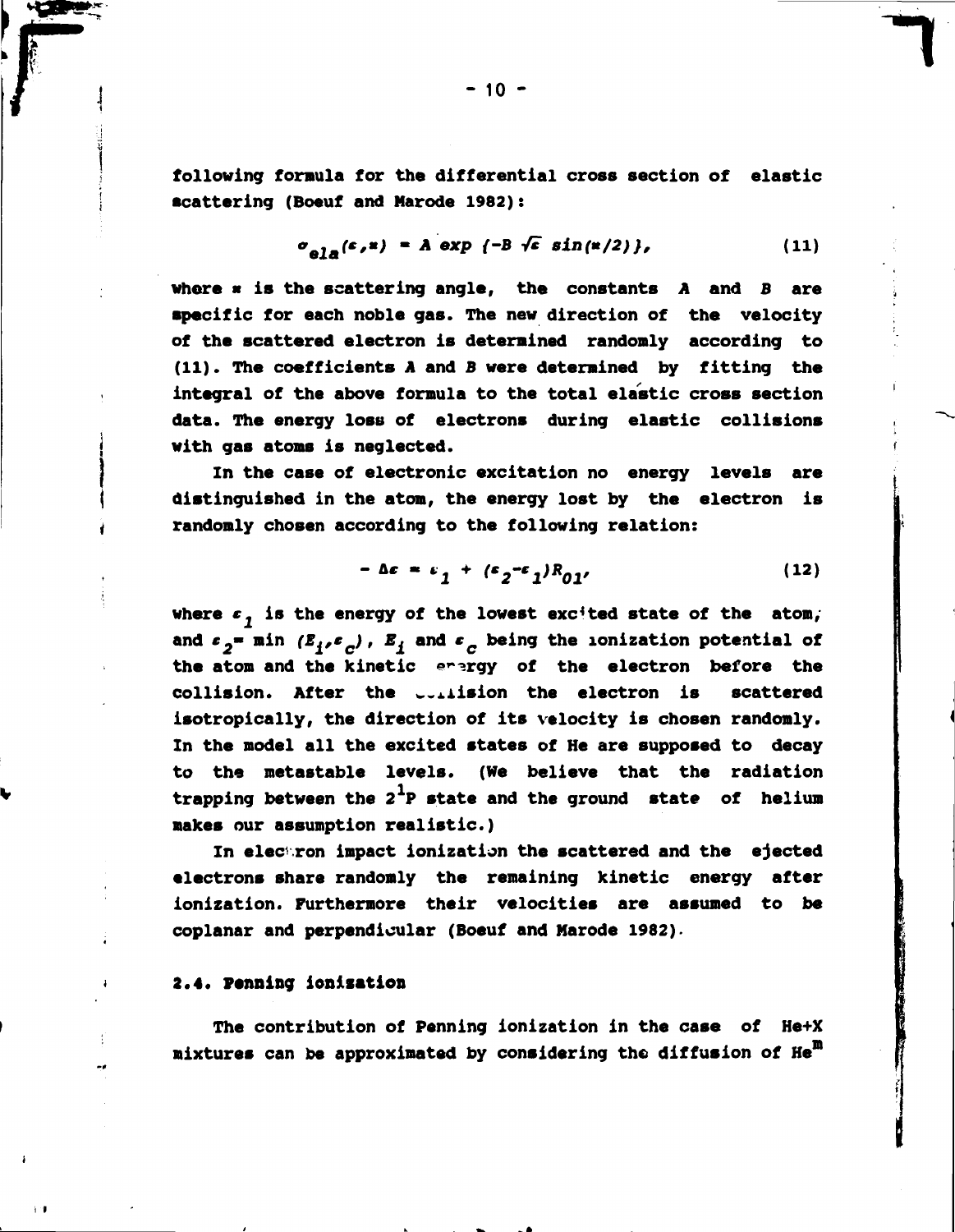following formula for the differential cross section of elastic scattering (Boeuf and Marode 1982):

$$\sigma_{ela}(\varepsilon,\varkappa) = A \exp\{-B\sqrt{\varepsilon}\,\sin(\varkappa/2)\}, \tag{11}$$

where $\varkappa$ is the scattering angle, the constants $A$ and $B$ are specific for each noble gas. The new direction of the velocity of the scattered electron is determined randomly according to (11). The coefficients $A$ and $B$ were determined by fitting the integral of the above formula to the total elastic cross section data. The energy loss of electrons during elastic collisions with gas atoms is neglected.

In the case of electronic excitation no energy levels are distinguished in the atom, the energy lost by the electron is randomly chosen according to the following relation:

$$-\Delta\varepsilon = \varepsilon_1 + (\varepsilon_2 - \varepsilon_1)R_{01}, \tag{12}$$

where $\varepsilon_1$ is the energy of the lowest excited state of the atom, and $\varepsilon_2 = \min(E_i, \varepsilon_c)$, $E_i$ and $\varepsilon_c$ being the ionization potential of the atom and the kinetic energy of the electron before the collision. After the collision the electron is scattered isotropically, the direction of its velocity is chosen randomly. In the model all the excited states of He are supposed to decay to the metastable levels. (We believe that the radiation trapping between the $2^1P$ state and the ground state of helium makes our assumption realistic.)

In electron impact ionization the scattered and the ejected electrons share randomly the remaining kinetic energy after ionization. Furthermore their velocities are assumed to be coplanar and perpendicular (Boeuf and Marode 1982).

### 2.4. Penning ionization

The contribution of Penning ionization in the case of He+X mixtures can be approximated by considering the diffusion of $He^m$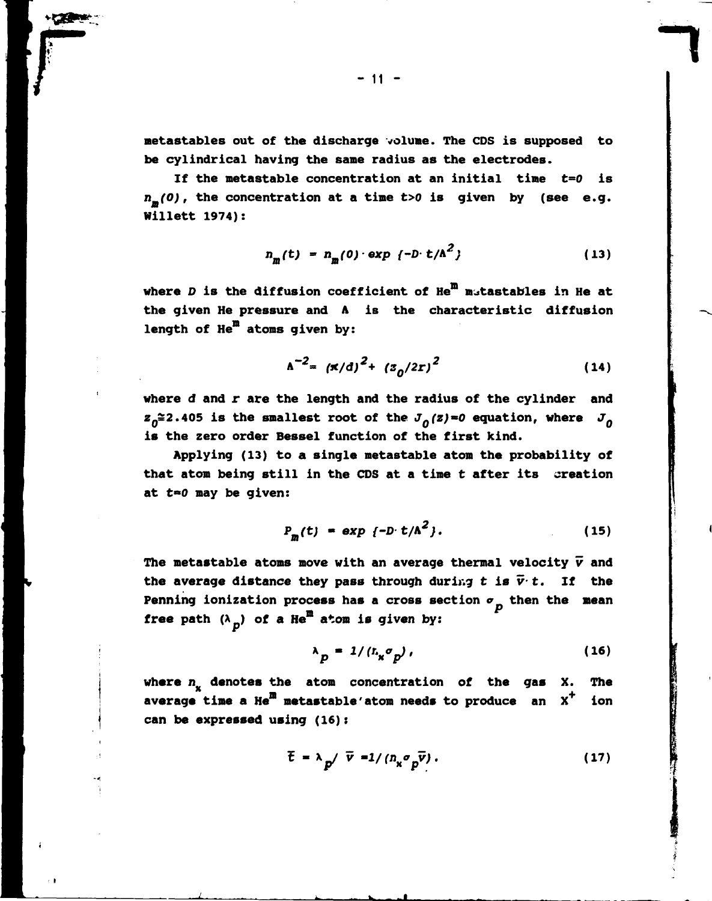metastables out of the discharge volume. The CDS is supposed to be cylindrical having the same radius as the electrodes.

If the metastable concentration at an initial time $t=0$ is $n_m(0)$, the concentration at a time $t>0$ is given by (see e.g. Willett 1974):

$$n_m(t) = n_m(0) \cdot \exp\{-D \cdot t/\Lambda^2\} \tag{13}$$

where $D$ is the diffusion coefficient of $He^m$ metastables in He at the given He pressure and $\Lambda$ is the characteristic diffusion length of $He^m$ atoms given by:

$$\Lambda^{-2} = (\pi/d)^2 + (z_0/2r)^2 \tag{14}$$

where $d$ and $r$ are the length and the radius of the cylinder and $z_0 \cong 2.405$ is the smallest root of the $J_0(z)=0$ equation, where $J_0$ is the zero order Bessel function of the first kind.

Applying (13) to a single metastable atom the probability of that atom being still in the CDS at a time $t$ after its creation at $t=0$ may be given:

$$P_m(t) = \exp\{-D \cdot t/\Lambda^2\}. \tag{15}$$

The metastable atoms move with an average thermal velocity $\bar{v}$ and the average distance they pass through during $t$ is $\bar{v} \cdot t$. If the Penning ionization process has a cross section $\sigma_p$ then the mean free path ($\lambda_p$) of a $He^m$ atom is given by:

$$\lambda_p = 1/(n_x \sigma_p), \tag{16}$$

where $n_x$ denotes the atom concentration of the gas X. The average time a $He^m$ metastable atom needs to produce an $X^+$ ion can be expressed using (16):

$$\bar{t} = \lambda_p / \bar{v} = 1/(n_x \sigma_p \bar{v}). \tag{17}$$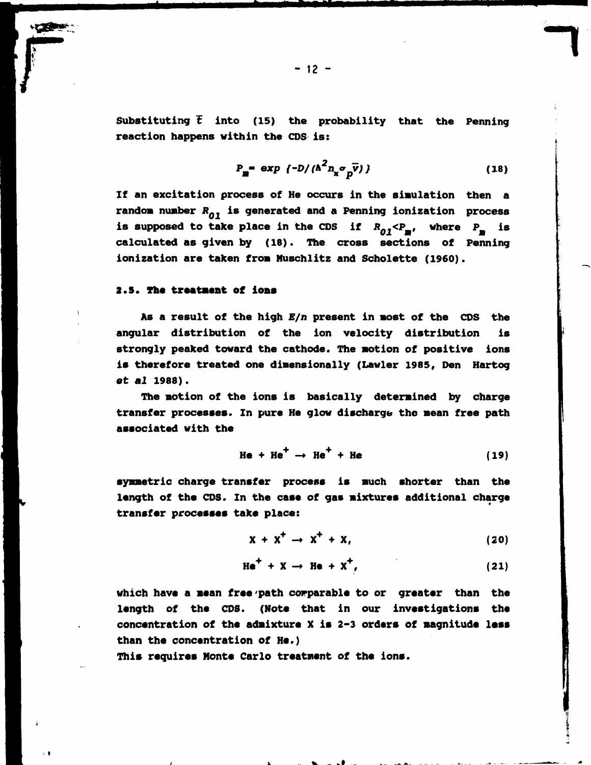Substituting $\bar{t}$ into (15) the probability that the Penning reaction happens within the CDS is:

$$P_m = \exp\{-D/(\Lambda^2 n_x \sigma_p \bar{v})\} \tag{18}$$

If an excitation process of He occurs in the simulation then a random number $R_{01}$ is generated and a Penning ionization process is supposed to take place in the CDS if $R_{01} < P_m$, where $P_m$ is calculated as given by (18). The cross sections of Penning ionization are taken from Muschlitz and Scholette (1960).

### 2.5. The treatment of ions

As a result of the high $E/n$ present in most of the CDS the angular distribution of the ion velocity distribution is strongly peaked toward the cathode. The motion of positive ions is therefore treated one dimensionally (Lawler 1985, Den Hartog *et al* 1988).

The motion of the ions is basically determined by charge transfer processes. In pure He glow discharge the mean free path associated with the

$$He + He^+ \rightarrow He^+ + He \tag{19}$$

symmetric charge transfer process is much shorter than the length of the CDS. In the case of gas mixtures additional charge transfer processes take place:

$$X + X^+ \rightarrow X^+ + X, \tag{20}$$

$$He^+ + X \rightarrow He + X^+, \tag{21}$$

which have a mean free path comparable to or greater than the length of the CDS. (Note that in our investigations the concentration of the admixture X is 2-3 orders of magnitude less than the concentration of He.)

This requires Monte Carlo treatment of the ions.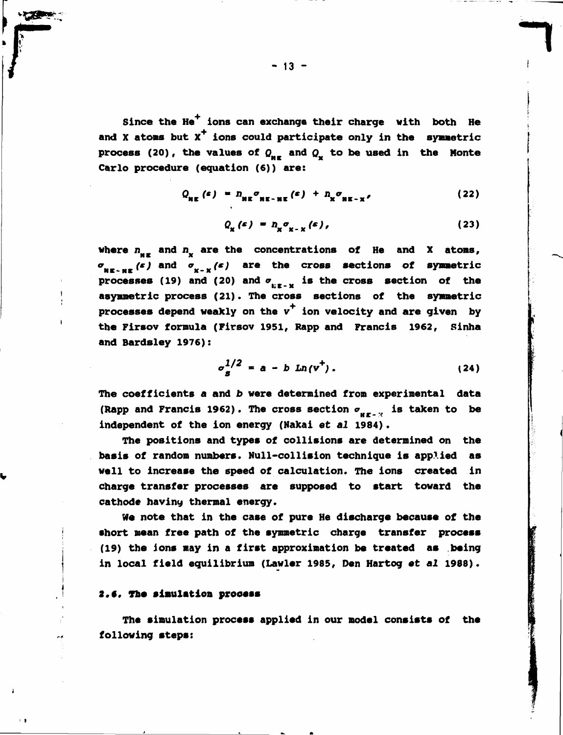Since the $He^+$ ions can exchange their charge with both He and X atoms but $X^+$ ions could participate only in the symmetric process (20), the values of $Q_{HE}$ and $Q_X$ to be used in the Monte Carlo procedure (equation (6)) are:

$$Q_{HE}(\varepsilon) = n_{HE}\sigma_{HE-HE}(\varepsilon) + n_X\sigma_{HE-X}, \tag{22}$$

$$Q_X(\varepsilon) = n_X\sigma_{X-X}(\varepsilon), \tag{23}$$

where $n_{HE}$ and $n_X$ are the concentrations of He and X atoms, $\sigma_{HE-HE}(\varepsilon)$ and $\sigma_{X-X}(\varepsilon)$ are the cross sections of symmetric processes (19) and (20) and $\sigma_{HE-X}$ is the cross section of the asymmetric process (21). The cross sections of the symmetric processes depend weakly on the $v^+$ ion velocity and are given by the Firsov formula (Firsov 1951, Rapp and Francis 1962, Sinha and Bardsley 1976):

$$\sigma_S^{1/2} = a - b\, Ln(v^+). \tag{24}$$

The coefficients *a* and *b* were determined from experimental data (Rapp and Francis 1962). The cross section $\sigma_{HE-X}$ is taken to be independent of the ion energy (Nakai *et al* 1984).

The positions and types of collisions are determined on the basis of random numbers. Null-collision technique is applied as well to increase the speed of calculation. The ions created in charge transfer processes are supposed to start toward the cathode having thermal energy.

We note that in the case of pure He discharge because of the short mean free path of the symmetric charge transfer process (19) the ions may in a first approximation be treated as being in local field equilibrium (Lawler 1985, Den Hartog *et al* 1988).

### 2.6. The simulation process

The simulation process applied in our model consists of the following steps: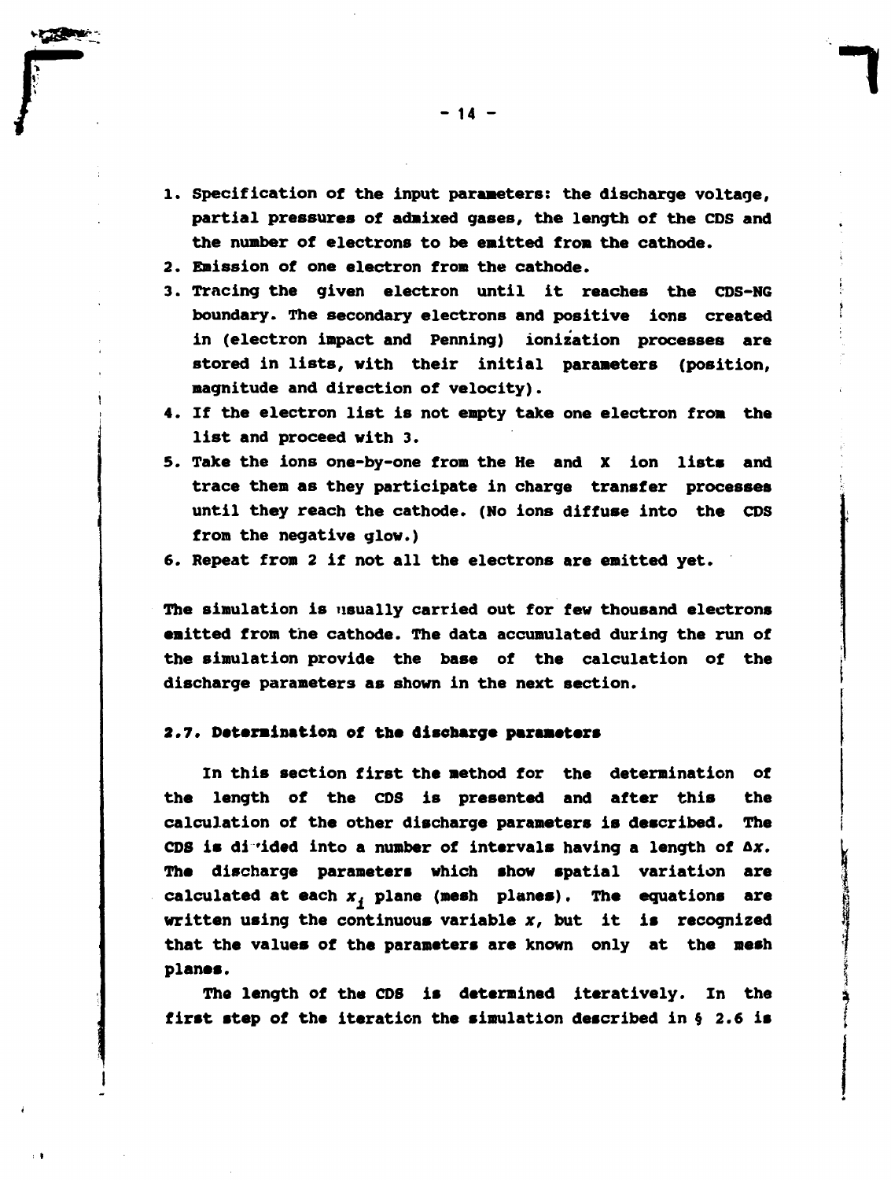1. Specification of the input parameters: the discharge voltage, partial pressures of admixed gases, the length of the CDS and the number of electrons to be emitted from the cathode.
2. Emission of one electron from the cathode.
3. Tracing the given electron until it reaches the CDS-NG boundary. The secondary electrons and positive ions created in (electron impact and Penning) ionization processes are stored in lists, with their initial parameters (position, magnitude and direction of velocity).
4. If the electron list is not empty take one electron from the list and proceed with 3.
5. Take the ions one-by-one from the He and X ion lists and trace them as they participate in charge transfer processes until they reach the cathode. (No ions diffuse into the CDS from the negative glow.)
6. Repeat from 2 if not all the electrons are emitted yet.

The simulation is usually carried out for few thousand electrons emitted from the cathode. The data accumulated during the run of the simulation provide the base of the calculation of the discharge parameters as shown in the next section.

### 2.7. Determination of the discharge parameters

In this section first the method for the determination of the length of the CDS is presented and after this the calculation of the other discharge parameters is described. The CDS is divided into a number of intervals having a length of $\Delta x$. The discharge parameters which show spatial variation are calculated at each $x_i$ plane (mesh planes). The equations are written using the continuous variable $x$, but it is recognized that the values of the parameters are known only at the mesh planes.

The length of the CDS is determined iteratively. In the first step of the iteration the simulation described in § 2.6 is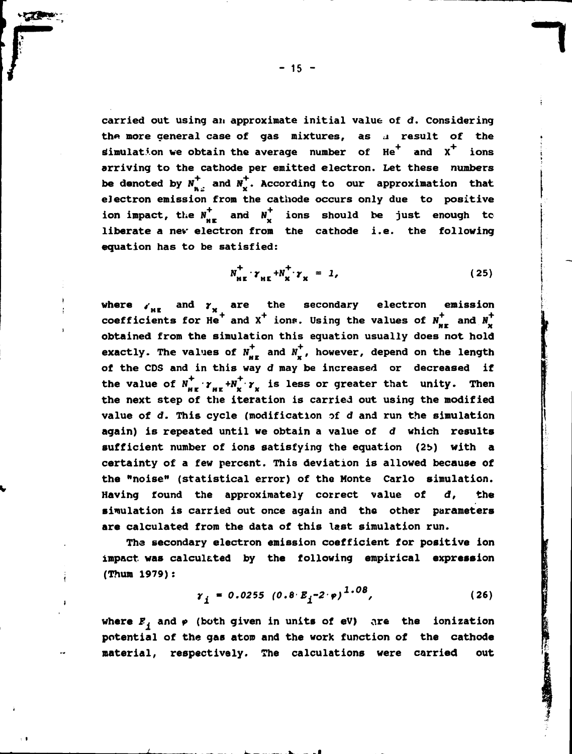carried out using an approximate initial value of $d$. Considering the more general case of gas mixtures, as a result of the simulation we obtain the average number of $He^+$ and $X^+$ ions arriving to the cathode per emitted electron. Let these numbers be denoted by $N^+_{He}$ and $N^+_x$. According to our approximation that electron emission from the cathode occurs only due to positive ion impact, the $N^+_{He}$ and $N^+_x$ ions should be just enough to liberate a new electron from the cathode i.e. the following equation has to be satisfied:

$$N^+_{He} \cdot \gamma_{He} + N^+_x \cdot \gamma_x = 1, \tag{25}$$

where $\gamma_{He}$ and $\gamma_x$ are the secondary electron emission coefficients for $He^+$ and $X^+$ ions. Using the values of $N^+_{He}$ and $N^+_x$ obtained from the simulation this equation usually does not hold exactly. The values of $N^+_{He}$ and $N^+_x$, however, depend on the length of the CDS and in this way $d$ may be increased or decreased if the value of $N^+_{He} \cdot \gamma_{He} + N^+_x \cdot \gamma_x$ is less or greater that unity. Then the next step of the iteration is carried out using the modified value of $d$. This cycle (modification of $d$ and run the simulation again) is repeated until we obtain a value of $d$ which results sufficient number of ions satisfying the equation (25) with a certainty of a few percent. This deviation is allowed because of the "noise" (statistical error) of the Monte Carlo simulation. Having found the approximately correct value of $d$, the simulation is carried out once again and the other parameters are calculated from the data of this last simulation run.

The secondary electron emission coefficient for positive ion impact was calculated by the following empirical expression (Thum 1979):

$$\gamma_i = 0.0255 \ (0.8 \cdot E_i - 2 \cdot \varphi)^{1.08}, \tag{26}$$

where $E_i$ and $\varphi$ (both given in units of eV) are the ionization potential of the gas atom and the work function of the cathode material, respectively. The calculations were carried out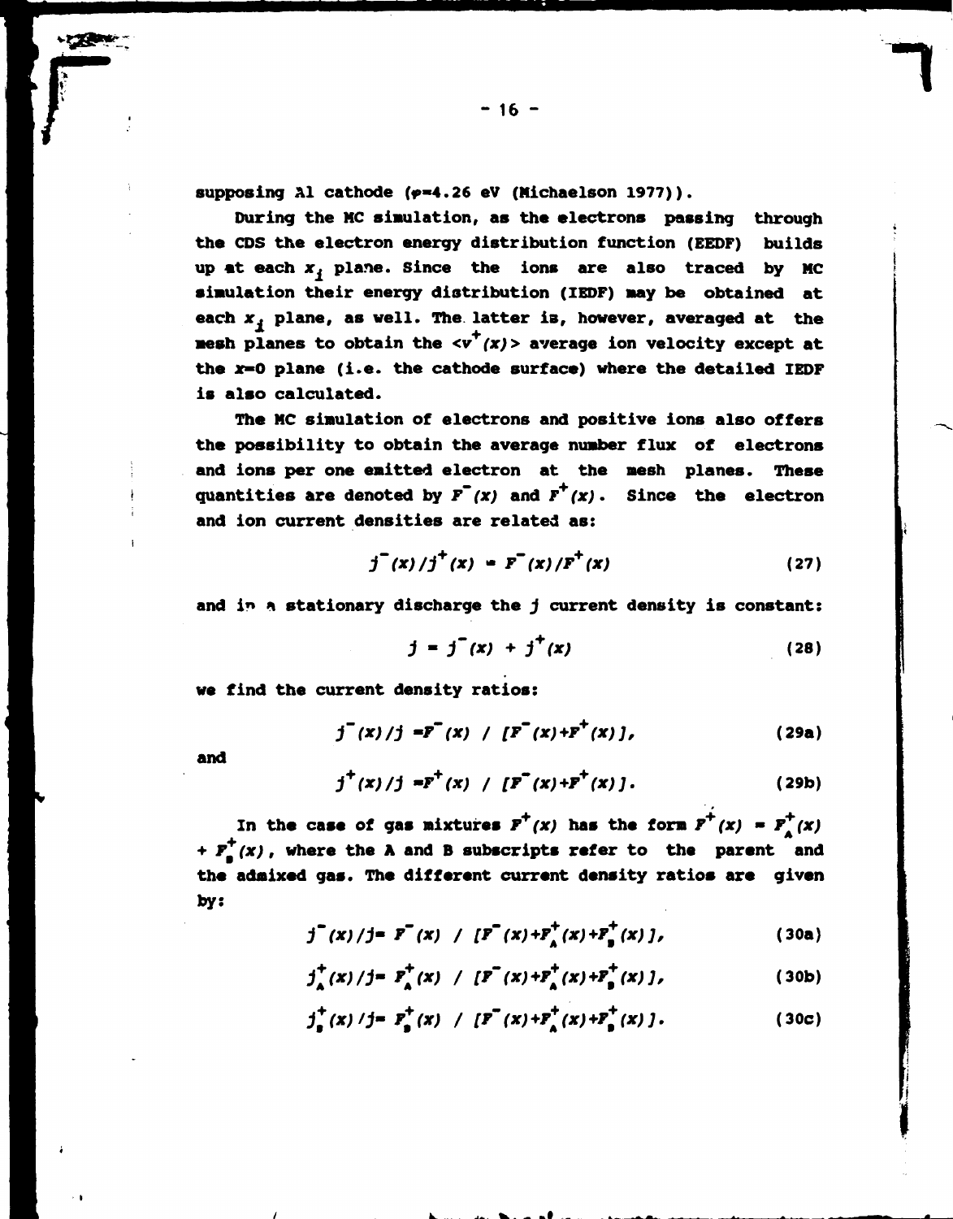supposing Al cathode ($\varphi$=4.26 eV (Michaelson 1977)).

During the MC simulation, as the electrons passing through the CDS the electron energy distribution function (EEDF) builds up at each $x_i$ plane. Since the ions are also traced by MC simulation their energy distribution (IEDF) may be obtained at each $x_i$ plane, as well. The latter is, however, averaged at the mesh planes to obtain the $<v^+(x)>$ average ion velocity except at the $x$=0 plane (i.e. the cathode surface) where the detailed IEDF is also calculated.

The MC simulation of electrons and positive ions also offers the possibility to obtain the average number flux of electrons and ions per one emitted electron at the mesh planes. These quantities are denoted by $F^-(x)$ and $F^+(x)$. Since the electron and ion current densities are related as:

$$j^-(x)/j^+(x) = F^-(x)/F^+(x) \tag{27}$$

and in a stationary discharge the $j$ current density is constant:

$$j = j^-(x) + j^+(x) \tag{28}$$

we find the current density ratios:

$$j^-(x)/j = F^-(x) \; / \; [F^-(x)+F^+(x)], \tag{29a}$$

and

$$j^+(x)/j = F^+(x) \; / \; [F^-(x)+F^+(x)]. \tag{29b}$$

In the case of gas mixtures $F^+(x)$ has the form $F^+(x) = F^+_A(x) + F^+_B(x)$, where the A and B subscripts refer to the parent and the admixed gas. The different current density ratios are given by:

$$j^-(x)/j = F^-(x) \; / \; [F^-(x)+F^+_A(x)+F^+_B(x)], \tag{30a}$$

$$j^+_A(x)/j = F^+_A(x) \; / \; [F^-(x)+F^+_A(x)+F^+_B(x)], \tag{30b}$$

$$j^+_B(x)/j = F^+_B(x) \; / \; [F^-(x)+F^+_A(x)+F^+_B(x)]. \tag{30c}$$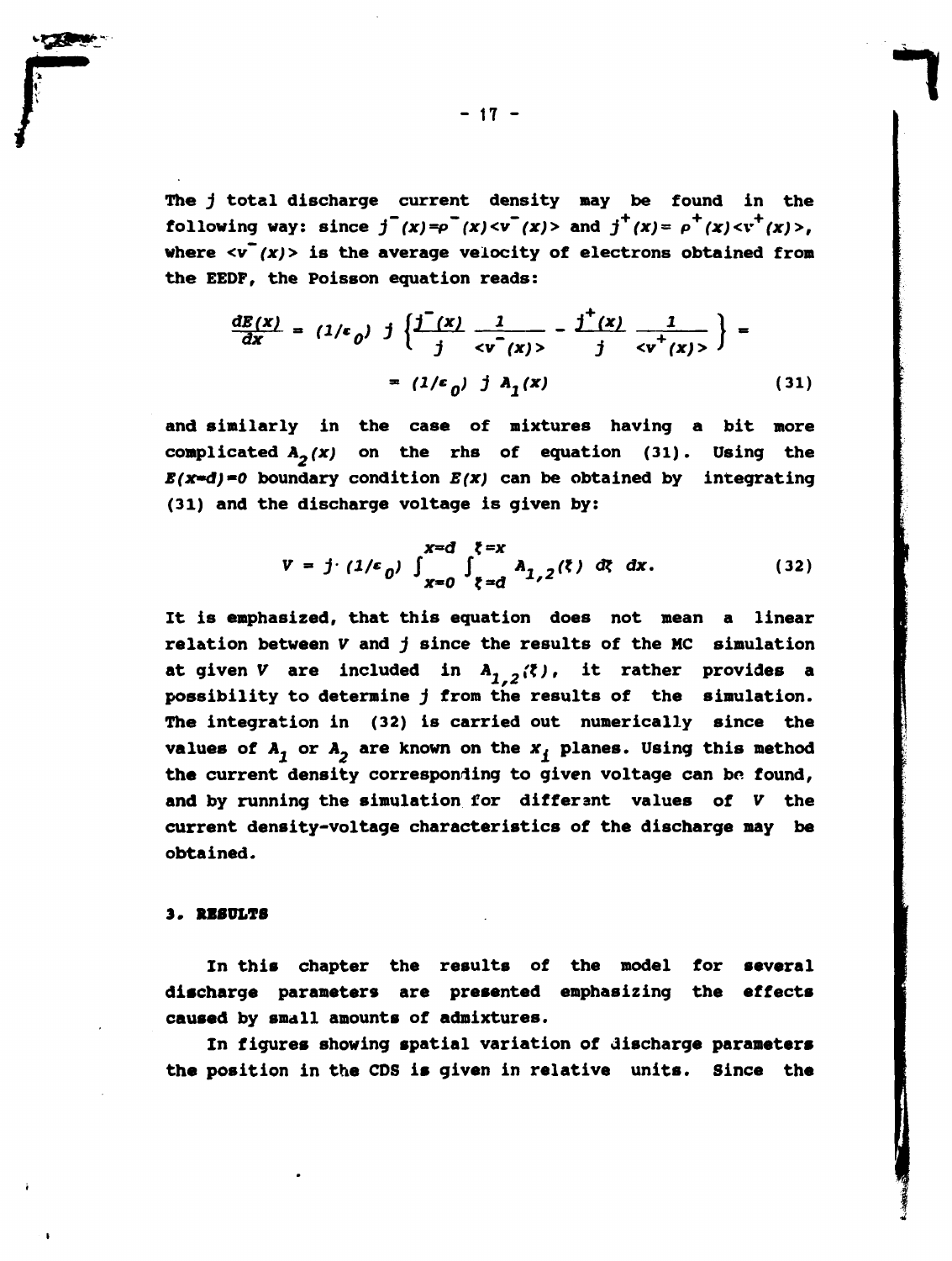The $j$ total discharge current density may be found in the following way: since $j^-(x)=\rho^-(x)<v^-(x)>$ and $j^+(x)=\rho^+(x)<v^+(x)>$, where $<v^-(x)>$ is the average velocity of electrons obtained from the EEDF, the Poisson equation reads:

$$\frac{dE(x)}{dx} = (1/\epsilon_0)\; j \left\{ \frac{j^-(x)}{j} \frac{1}{<v^-(x)>} - \frac{j^+(x)}{j} \frac{1}{<v^+(x)>} \right\} =$$

$$= (1/\epsilon_0)\; j\; A_1(x) \tag{31}$$

and similarly in the case of mixtures having a bit more complicated $A_2(x)$ on the rhs of equation (31). Using the $E(x=d)=0$ boundary condition $E(x)$ can be obtained by integrating (31) and the discharge voltage is given by:

$$V = j \cdot (1/\epsilon_0) \int_{x=0}^{x=d} \int_{\xi=d}^{\xi=x} A_{1,2}(\xi)\; d\xi\; dx. \tag{32}$$

It is emphasized, that this equation does not mean a linear relation between $V$ and $j$ since the results of the MC simulation at given $V$ are included in $A_{1,2}(\xi)$, it rather provides a possibility to determine $j$ from the results of the simulation. The integration in (32) is carried out numerically since the values of $A_1$ or $A_2$ are known on the $x_i$ planes. Using this method the current density corresponding to given voltage can be found, and by running the simulation for different values of $V$ the current density-voltage characteristics of the discharge may be obtained.

## 3. RESULTS

In this chapter the results of the model for several discharge parameters are presented emphasizing the effects caused by small amounts of admixtures.

In figures showing spatial variation of discharge parameters the position in the CDS is given in relative units. Since the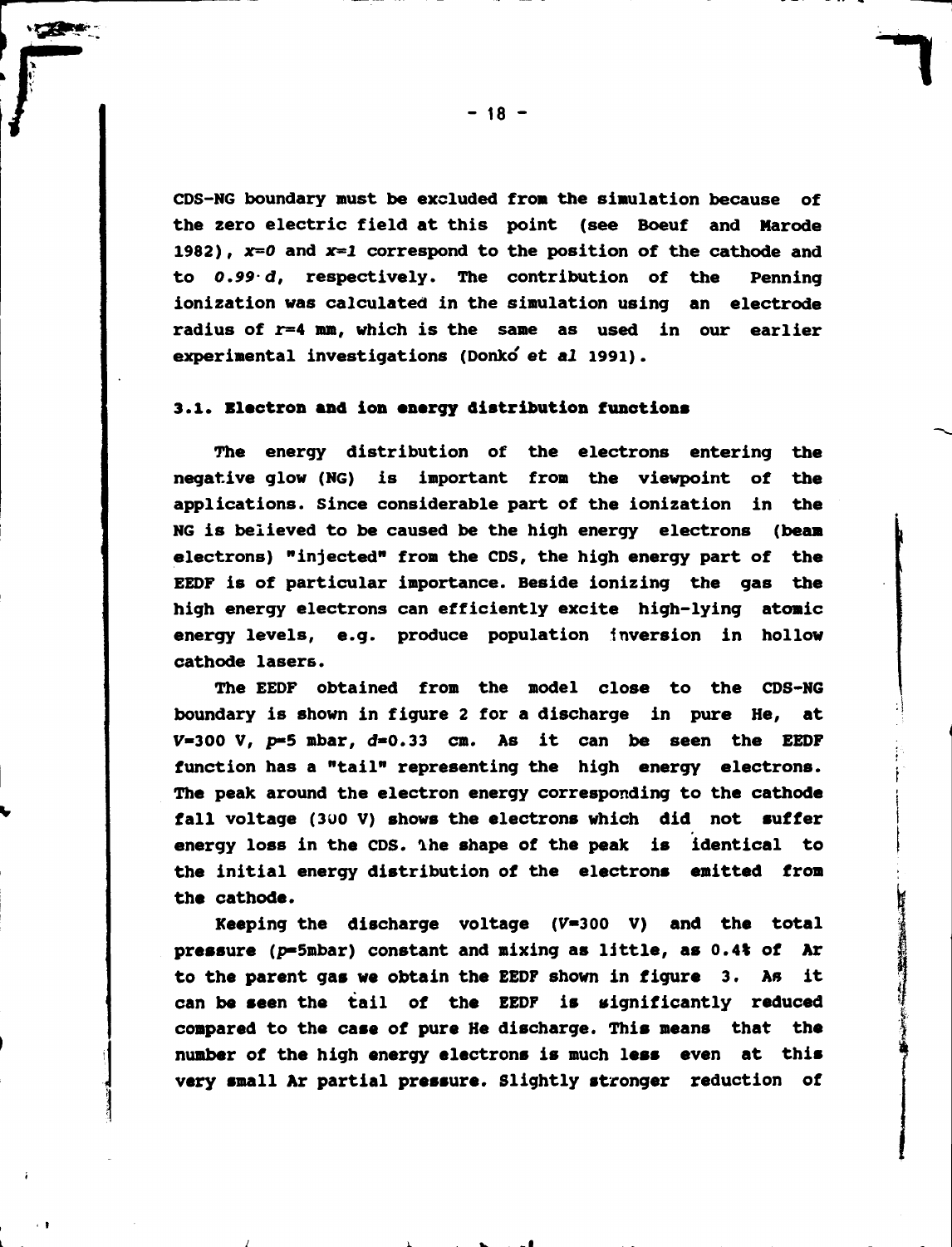CDS-NG boundary must be excluded from the simulation because of the zero electric field at this point (see Boeuf and Marode 1982), $x=0$ and $x=1$ correspond to the position of the cathode and to $0.99 \cdot d$, respectively. The contribution of the Penning ionization was calculated in the simulation using an electrode radius of $r=4$ mm, which is the same as used in our earlier experimental investigations (Donkó *et al* 1991).

### 3.1. Electron and ion energy distribution functions

The energy distribution of the electrons entering the negative glow (NG) is important from the viewpoint of the applications. Since considerable part of the ionization in the NG is believed to be caused be the high energy electrons (beam electrons) "injected" from the CDS, the high energy part of the EEDF is of particular importance. Beside ionizing the gas the high energy electrons can efficiently excite high-lying atomic energy levels, e.g. produce population inversion in hollow cathode lasers.

The EEDF obtained from the model close to the CDS-NG boundary is shown in figure 2 for a discharge in pure He, at $V$=300 V, $p$=5 mbar, $d$=0.33 cm. As it can be seen the EEDF function has a "tail" representing the high energy electrons. The peak around the electron energy corresponding to the cathode fall voltage (300 V) shows the electrons which did not suffer energy loss in the CDS. The shape of the peak is identical to the initial energy distribution of the electrons emitted from the cathode.

Keeping the discharge voltage ($V$=300 V) and the total pressure ($p$=5mbar) constant and mixing as little, as 0.4% of Ar to the parent gas we obtain the EEDF shown in figure 3. As it can be seen the tail of the EEDF is significantly reduced compared to the case of pure He discharge. This means that the number of the high energy electrons is much less even at this very small Ar partial pressure. Slightly stronger reduction of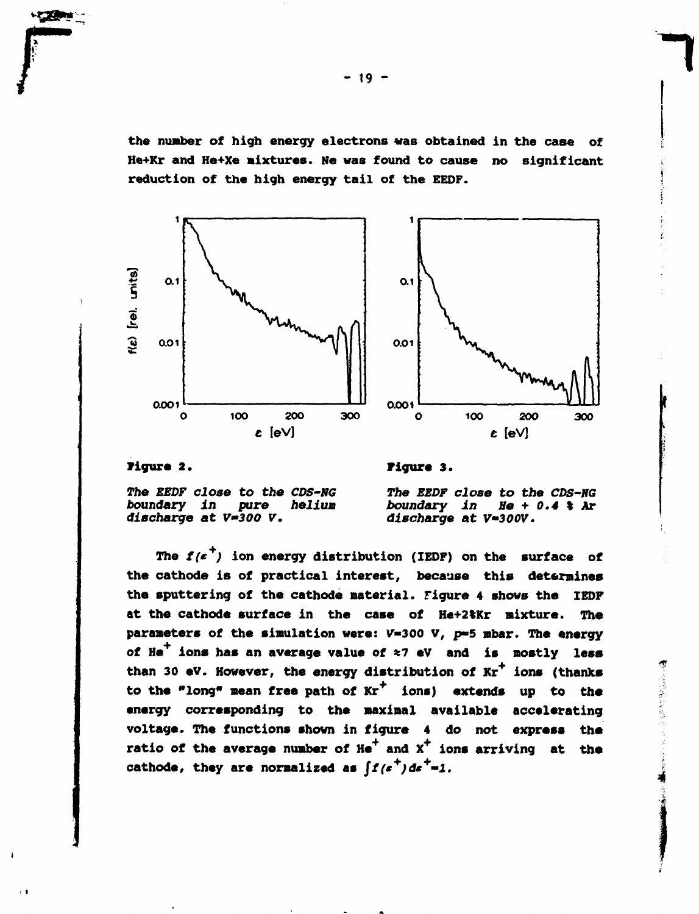the number of high energy electrons was obtained in the case of He+Kr and He+Xe mixtures. Ne was found to cause no significant reduction of the high energy tail of the EEDF.

**Figure 2.**

*The EEDF close to the CDS-NG boundary in pure helium discharge at V=300 V.*

**Figure 3.**

*The EEDF close to the CDS-NG boundary in He + 0.4 % Ar discharge at V=300V.*

The $f(\varepsilon^+)$ ion energy distribution (IEDF) on the surface of the cathode is of practical interest, because this determines the sputtering of the cathode material. Figure 4 shows the IEDF at the cathode surface in the case of He+2%Kr mixture. The parameters of the simulation were: $V$=300 V, $p$=5 mbar. The energy of $He^+$ ions has an average value of ≈7 eV and is mostly less than 30 eV. However, the energy distribution of $Kr^+$ ions (thanks to the "long" mean free path of $Kr^+$ ions) extends up to the energy corresponding to the maximal available accelerating voltage. The functions shown in figure 4 do not express the ratio of the average number of $He^+$ and $X^+$ ions arriving at the cathode, they are normalized as $\int f(\varepsilon^+)d\varepsilon^+=1$.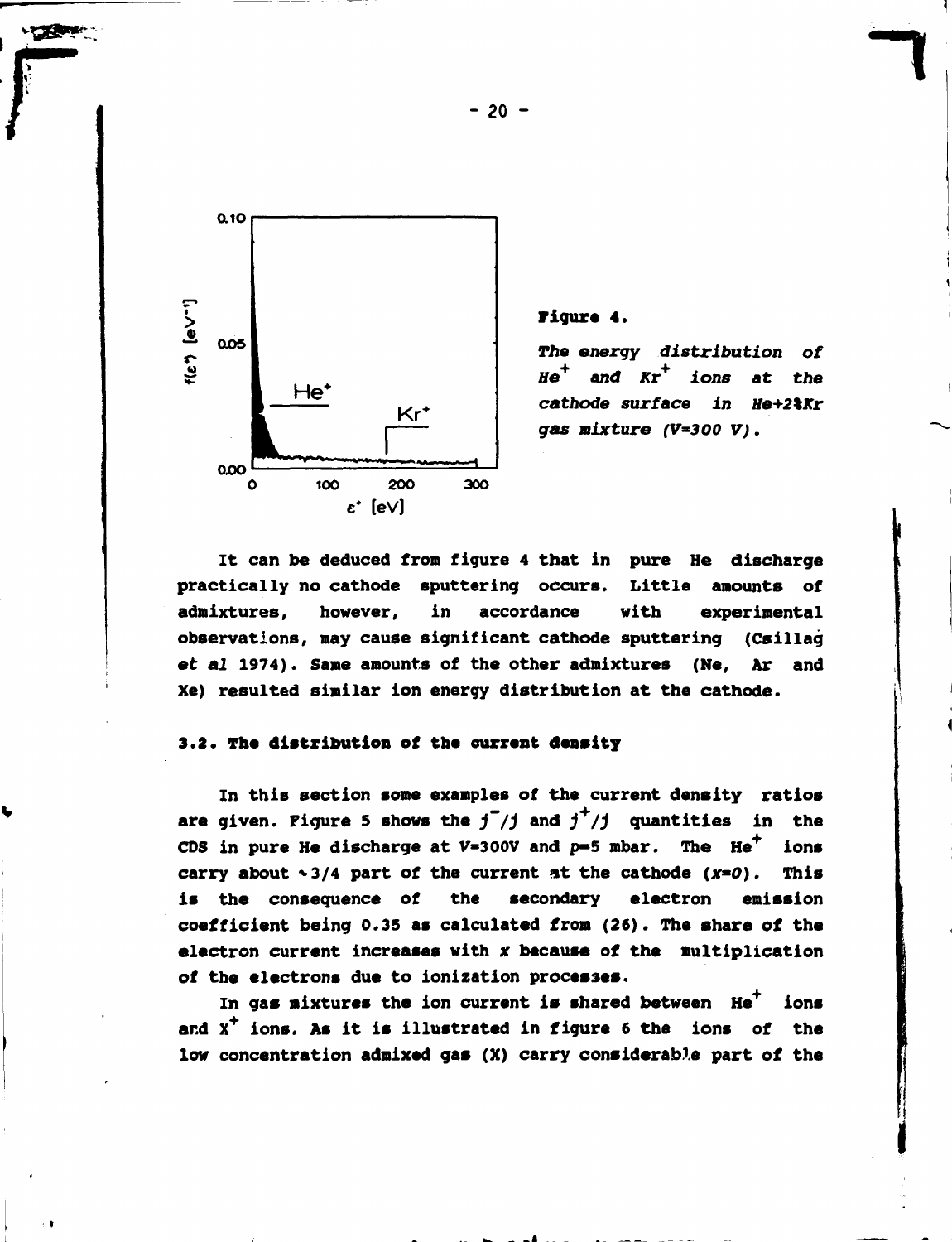**Figure 4.**

*The energy distribution of $He^+$ and $Kr^+$ ions at the cathode surface in He+2%Kr gas mixture (V=300 V).*

It can be deduced from figure 4 that in pure He discharge practically no cathode sputtering occurs. Little amounts of admixtures, however, in accordance with experimental observations, may cause significant cathode sputtering (Csillag *et al* 1974). Same amounts of the other admixtures (Ne, Ar and Xe) resulted similar ion energy distribution at the cathode.

### 3.2. The distribution of the current density

In this section some examples of the current density ratios are given. Figure 5 shows the $j^-/j$ and $j^+/j$ quantities in the CDS in pure He discharge at $V$=300V and $p$=5 mbar. The $He^+$ ions carry about ~3/4 part of the current at the cathode ($x$=0). This is the consequence of the secondary electron emission coefficient being 0.35 as calculated from (26). The share of the electron current increases with $x$ because of the multiplication of the electrons due to ionization processes.

In gas mixtures the ion current is shared between $He^+$ ions and $X^+$ ions. As it is illustrated in figure 6 the ions of the low concentration admixed gas (X) carry considerable part of the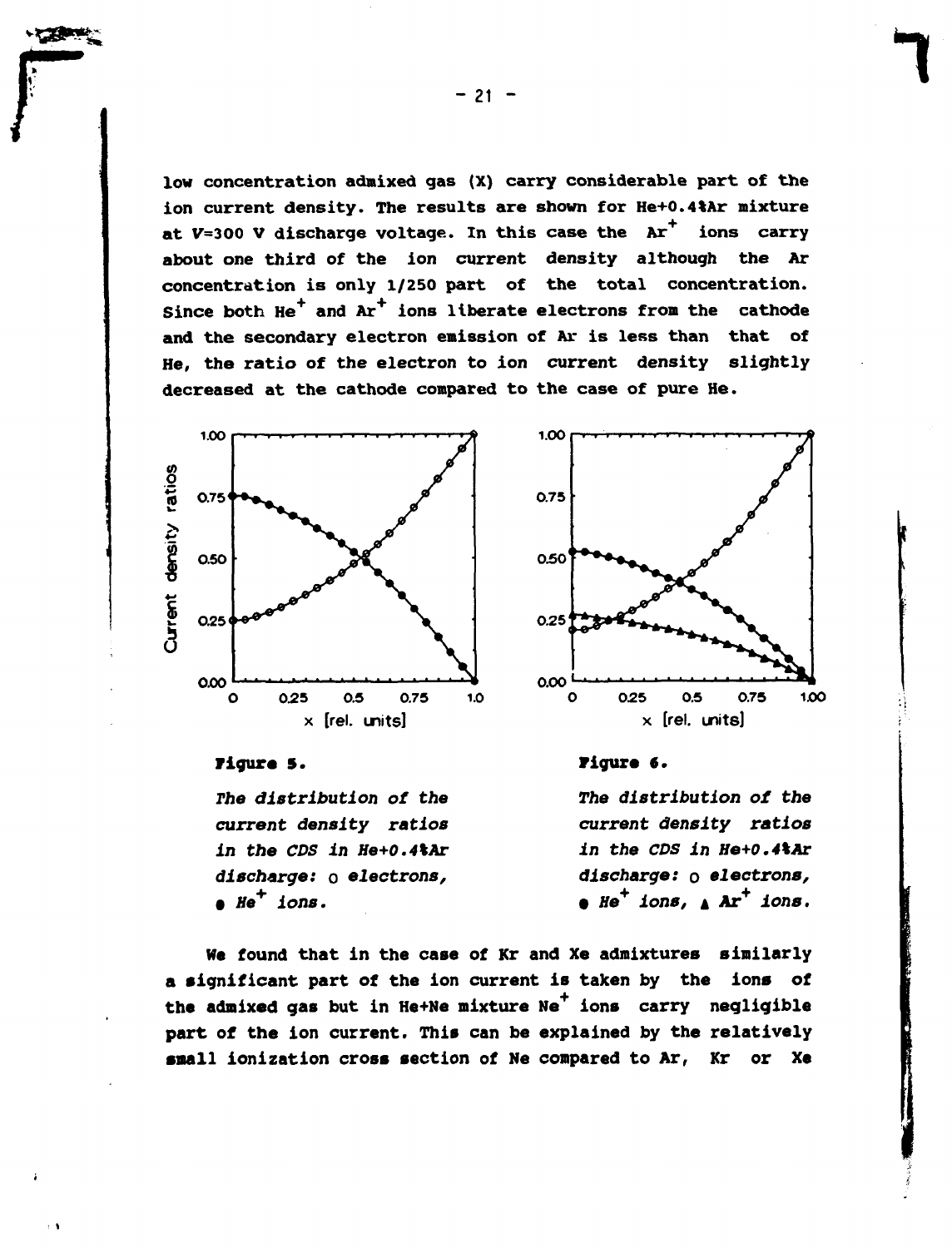low concentration admixed gas (X) carry considerable part of the ion current density. The results are shown for He+0.4%Ar mixture at $V$=300 V discharge voltage. In this case the $Ar^+$ ions carry about one third of the ion current density although the Ar concentration is only 1/250 part of the total concentration. Since both $He^+$ and $Ar^+$ ions liberate electrons from the cathode and the secondary electron emission of Ar is less than that of He, the ratio of the electron to ion current density slightly decreased at the cathode compared to the case of pure He.

**Figure 5.**

*The distribution of the current density ratios in the CDS in He+0.4%Ar discharge:* o *electrons,* ● $He^+$ *ions.*

**Figure 6.**

*The distribution of the current density ratios in the CDS in He+0.4%Ar discharge:* o *electrons,* ● $He^+$ *ions,* ▲ $Ar^+$ *ions.*

We found that in the case of Kr and Xe admixtures similarly a significant part of the ion current is taken by the ions of the admixed gas but in He+Ne mixture $Ne^+$ ions carry negligible part of the ion current. This can be explained by the relatively small ionization cross section of Ne compared to Ar, Kr or Xe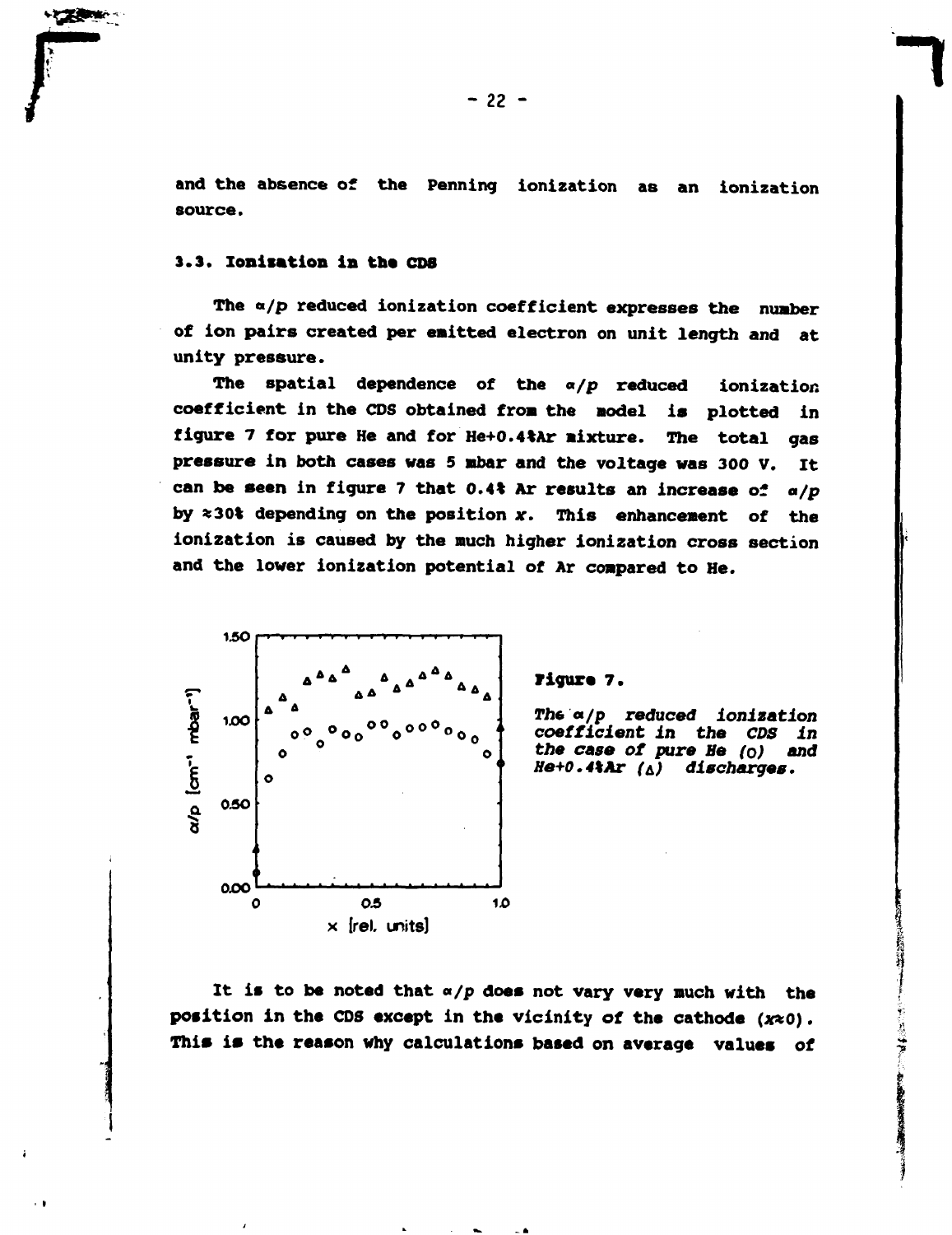and the absence of the Penning ionization as an ionization source.

### 3.3. Ionization in the CDS

The $\alpha/p$ reduced ionization coefficient expresses the number of ion pairs created per emitted electron on unit length and at unity pressure.

The spatial dependence of the $\alpha/p$ reduced ionization coefficient in the CDS obtained from the model is plotted in figure 7 for pure He and for He+0.4%Ar mixture. The total gas pressure in both cases was 5 mbar and the voltage was 300 V. It can be seen in figure 7 that 0.4% Ar results an increase of $\alpha/p$ by ≈30% depending on the position $x$. This enhancement of the ionization is caused by the much higher ionization cross section and the lower ionization potential of Ar compared to He.

**Figure 7.**

*The $\alpha/p$ reduced ionization coefficient in the CDS in the case of pure He (o) and He+0.4%Ar (Δ) discharges.*

It is to be noted that $\alpha/p$ does not vary very much with the position in the CDS except in the vicinity of the cathode ($x \approx 0$). This is the reason why calculations based on average values of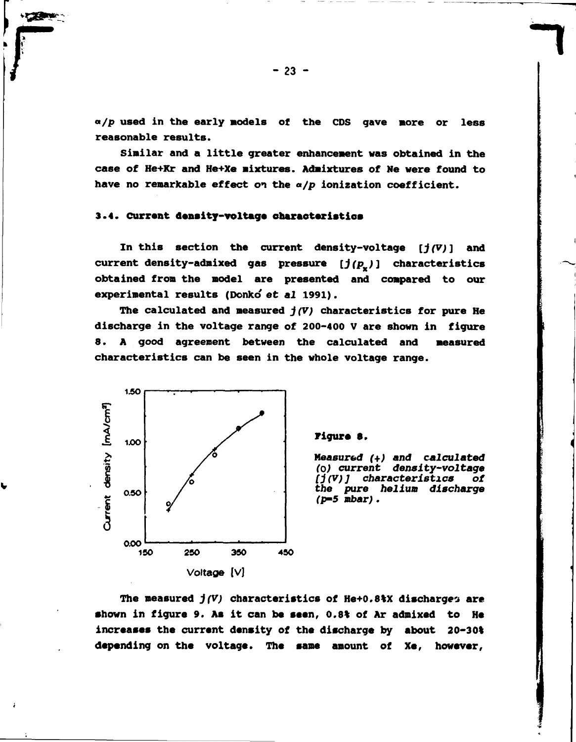$\alpha/p$ used in the early models of the CDS gave more or less reasonable results.

Similar and a little greater enhancement was obtained in the case of He+Kr and He+Xe mixtures. Admixtures of Ne were found to have no remarkable effect on the $\alpha/p$ ionization coefficient.

### 3.4. Current density-voltage characteristics

In this section the current density-voltage $[j(V)]$ and current density-admixed gas pressure $[j(p_x)]$ characteristics obtained from the model are presented and compared to our experimental results (Donkó *et al* 1991).

The calculated and measured $j(V)$ characteristics for pure He discharge in the voltage range of 200-400 V are shown in figure 8. A good agreement between the calculated and measured characteristics can be seen in the whole voltage range.

**Figure 8.**

*Measured (+) and calculated (o) current density-voltage [j(V)] characteristics of the pure helium discharge (p=5 mbar).*

The measured $j(V)$ characteristics of He+0.8%X discharges are shown in figure 9. As it can be seen, 0.8% of Ar admixed to He increases the current density of the discharge by about 20-30% depending on the voltage. The same amount of Xe, however,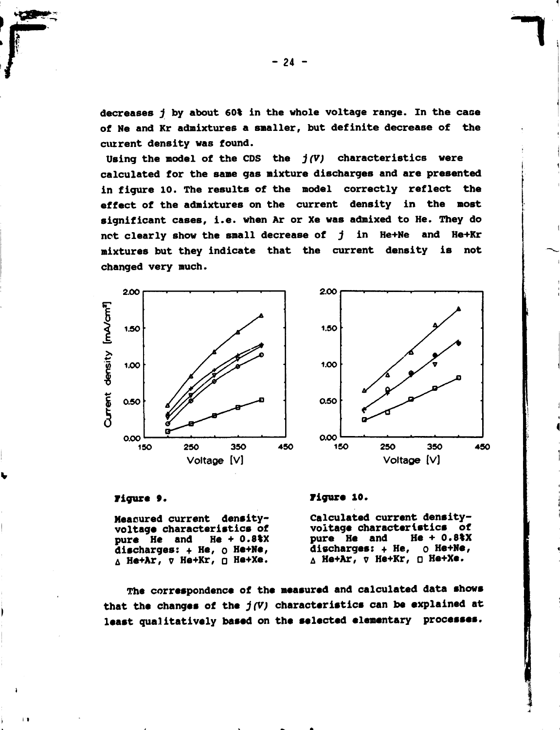decreases $j$ by about 60% in the whole voltage range. In the case of Ne and Kr admixtures a smaller, but definite decrease of the current density was found.

Using the model of the CDS the $j(V)$ characteristics were calculated for the same gas mixture discharges and are presented in figure 10. The results of the model correctly reflect the effect of the admixtures on the current density in the most significant cases, i.e. when Ar or Xe was admixed to He. They do not clearly show the small decrease of $j$ in He+Ne and He+Kr mixtures but they indicate that the current density is not changed very much.

**Figure 9.**

Measured current density-voltage characteristics of pure He and He + 0.8%X discharges: + He, o He+Ne, Δ He+Ar, ∇ He+Kr, □ He+Xe.

**Figure 10.**

Calculated current density-voltage characteristics of pure He and He + 0.8%X discharges: + He, o He+Ne, Δ He+Ar, ∇ He+Kr, □ He+Xe.

The correspondence of the measured and calculated data shows that the changes of the $j(V)$ characteristics can be explained at least qualitatively based on the selected elementary processes.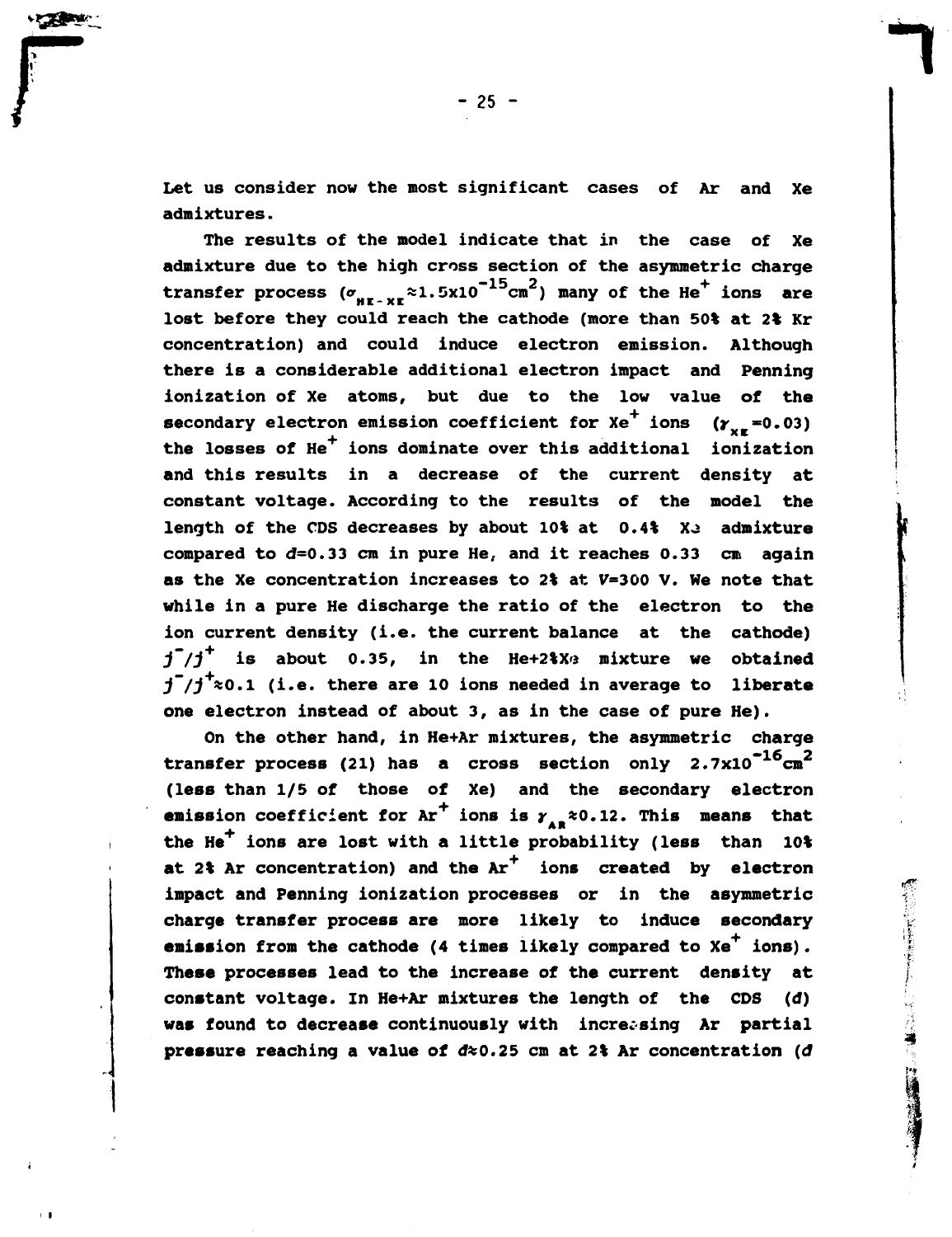Let us consider now the most significant cases of Ar and Xe admixtures.

The results of the model indicate that in the case of Xe admixture due to the high cross section of the asymmetric charge transfer process ($\sigma_{HE-XE} \approx 1.5 \times 10^{-15} cm^2$) many of the $He^+$ ions are lost before they could reach the cathode (more than 50% at 2% Kr concentration) and could induce electron emission. Although there is a considerable additional electron impact and Penning ionization of Xe atoms, but due to the low value of the secondary electron emission coefficient for $Xe^+$ ions ($\gamma_{XE}=0.03$) the losses of $He^+$ ions dominate over this additional ionization and this results in a decrease of the current density at constant voltage. According to the results of the model the length of the CDS decreases by about 10% at 0.4% Xe admixture compared to $d$=0.33 cm in pure He, and it reaches 0.33 cm again as the Xe concentration increases to 2% at $V$=300 V. We note that while in a pure He discharge the ratio of the electron to the ion current density (i.e. the current balance at the cathode) $j^-/j^+$ is about 0.35, in the He+2%Xe mixture we obtained $j^-/j^+ \approx 0.1$ (i.e. there are 10 ions needed in average to liberate one electron instead of about 3, as in the case of pure He).

On the other hand, in He+Ar mixtures, the asymmetric charge transfer process (21) has a cross section only $2.7 \times 10^{-16} cm^2$ (less than 1/5 of those of Xe) and the secondary electron emission coefficient for $Ar^+$ ions is $\gamma_{AR} \approx 0.12$. This means that the $He^+$ ions are lost with a little probability (less than 10% at 2% Ar concentration) and the $Ar^+$ ions created by electron impact and Penning ionization processes or in the asymmetric charge transfer process are more likely to induce secondary emission from the cathode (4 times likely compared to $Xe^+$ ions). These processes lead to the increase of the current density at constant voltage. In He+Ar mixtures the length of the CDS ($d$) was found to decrease continuously with increasing Ar partial pressure reaching a value of $d \approx 0.25$ cm at 2% Ar concentration ($d$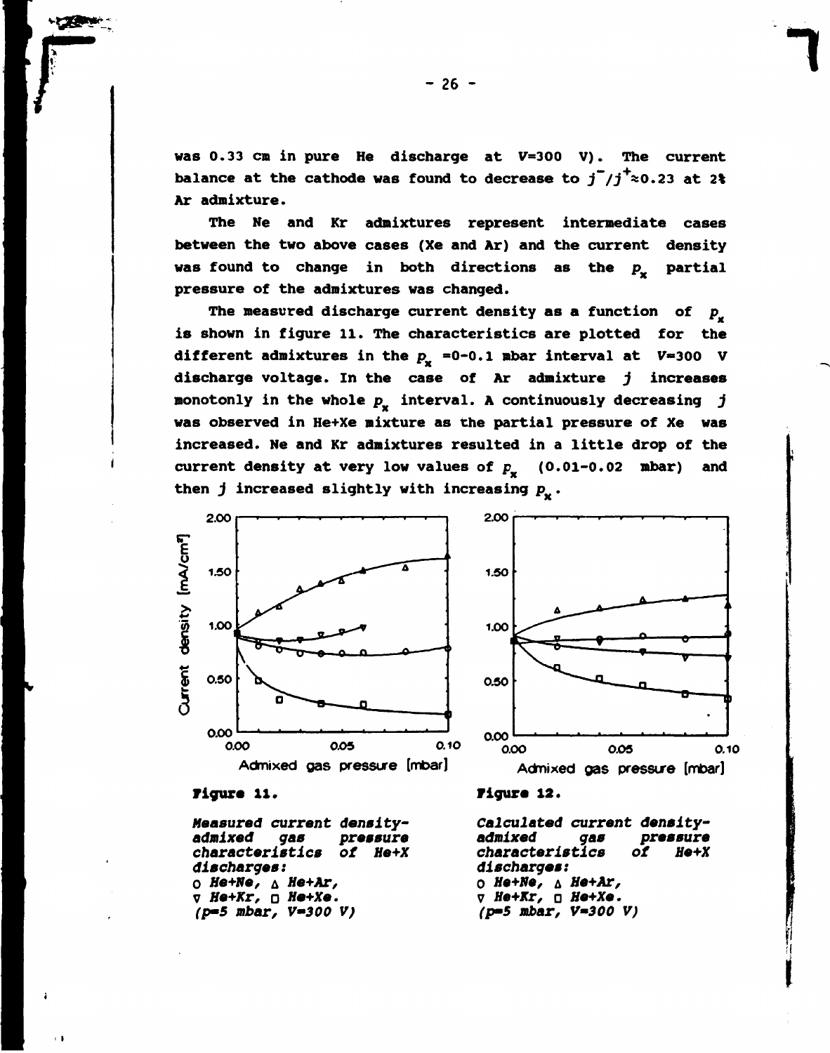was 0.33 cm in pure He discharge at $V$=300 V). The current balance at the cathode was found to decrease to $j^{-}/j^{+}\approx 0.23$ at 2% Ar admixture.

The Ne and Kr admixtures represent intermediate cases between the two above cases (Xe and Ar) and the current density was found to change in both directions as the $p_x$ partial pressure of the admixtures was changed.

The measured discharge current density as a function of $p_x$ is shown in figure 11. The characteristics are plotted for the different admixtures in the $p_x$ =0-0.1 mbar interval at $V$=300 V discharge voltage. In the case of Ar admixture $j$ increases monotonly in the whole $p_x$ interval. A continuously decreasing $j$ was observed in He+Xe mixture as the partial pressure of Xe was increased. Ne and Kr admixtures resulted in a little drop of the current density at very low values of $p_x$ (0.01-0.02 mbar) and then $j$ increased slightly with increasing $p_x$.

**Figure 11.**

*Measured current density-admixed gas pressure characteristics of He+X discharges:*
*○ He+Ne, △ He+Ar,*
*▽ He+Kr, □ He+Xe.*
*(p=5 mbar, V=300 V)*

**Figure 12.**

*Calculated current density-admixed gas pressure characteristics of He+X discharges:*
*○ He+Ne, △ He+Ar,*
*▽ He+Kr, □ He+Xe.*
*(p=5 mbar, V=300 V)*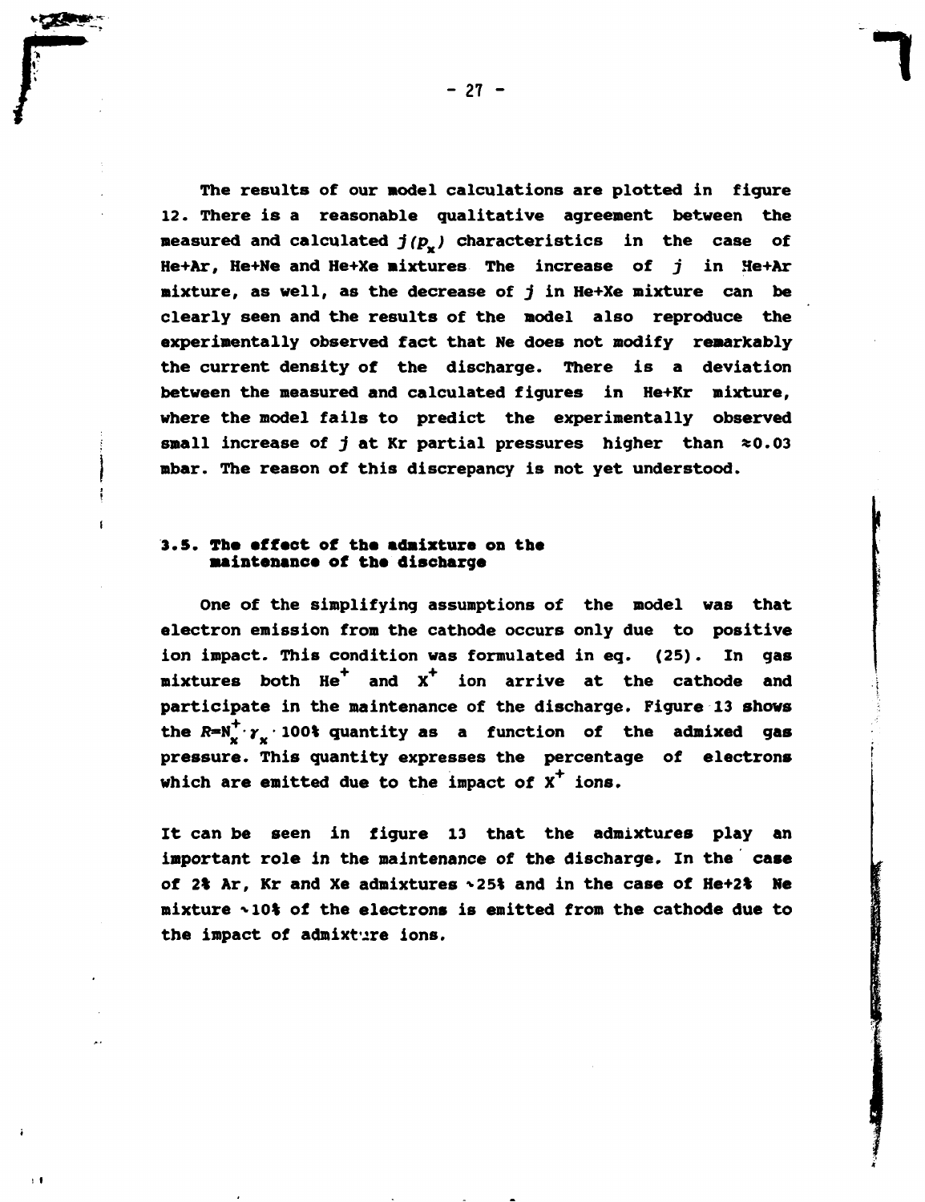The results of our model calculations are plotted in figure 12. There is a reasonable qualitative agreement between the measured and calculated $j(p_x)$ characteristics in the case of He+Ar, He+Ne and He+Xe mixtures The increase of $j$ in He+Ar mixture, as well, as the decrease of $j$ in He+Xe mixture can be clearly seen and the results of the model also reproduce the experimentally observed fact that Ne does not modify remarkably the current density of the discharge. There is a deviation between the measured and calculated figures in He+Kr mixture, where the model fails to predict the experimentally observed small increase of $j$ at Kr partial pressures higher than $\approx 0.03$ mbar. The reason of this discrepancy is not yet understood.

### 3.5. The effect of the admixture on the maintenance of the discharge

One of the simplifying assumptions of the model was that electron emission from the cathode occurs only due to positive ion impact. This condition was formulated in eq. (25). In gas mixtures both $He^+$ and $X^+$ ion arrive at the cathode and participate in the maintenance of the discharge. Figure 13 shows the $R = N_x^+ \cdot \gamma_x \cdot 100\%$ quantity as a function of the admixed gas pressure. This quantity expresses the percentage of electrons which are emitted due to the impact of $X^+$ ions.

It can be seen in figure 13 that the admixtures play an important role in the maintenance of the discharge. In the case of 2% Ar, Kr and Xe admixtures ~25% and in the case of He+2% Ne mixture ~10% of the electrons is emitted from the cathode due to the impact of admixture ions.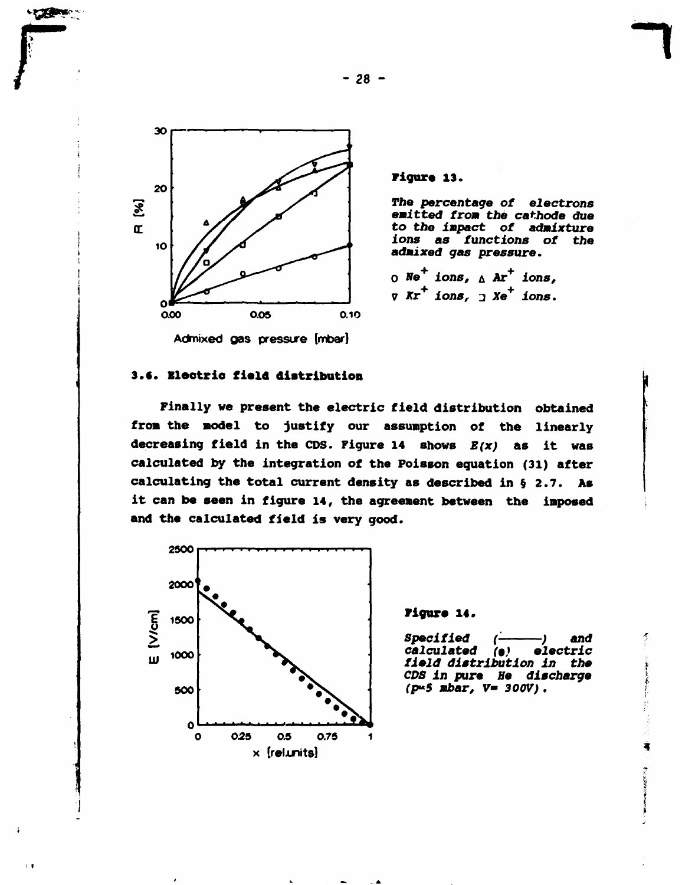**Figure 13.**

*The percentage of electrons emitted from the cathode due to the impact of admixture ions as functions of the admixed gas pressure.*

o $Ne^+$ ions, Δ $Ar^+$ ions, ∇ $Kr^+$ ions, □ $Xe^+$ ions.

### 3.6. Electric field distribution

Finally we present the electric field distribution obtained from the model to justify our assumption of the linearly decreasing field in the CDS. Figure 14 shows $E(x)$ as it was calculated by the integration of the Poisson equation (31) after calculating the total current density as described in § 2.7. As it can be seen in figure 14, the agreement between the imposed and the calculated field is very good.

**Figure 14.**

*Specified (———) and calculated (●) electric field distribution in the CDS in pure He discharge ($p$=5 mbar, $V$= 300V).*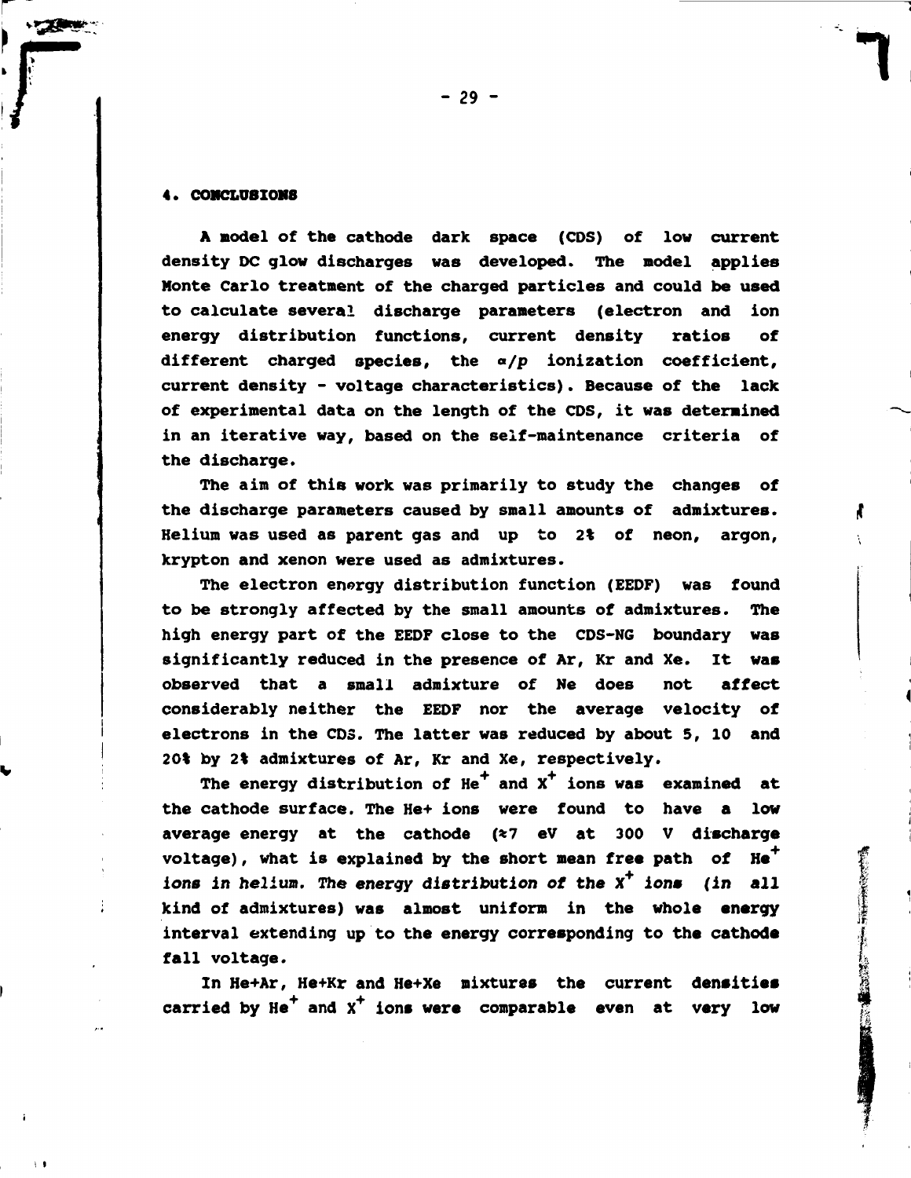## 4. CONCLUSIONS

A model of the cathode dark space (CDS) of low current density DC glow discharges was developed. The model applies Monte Carlo treatment of the charged particles and could be used to calculate several discharge parameters (electron and ion energy distribution functions, current density ratios of different charged species, the $\alpha/p$ ionization coefficient, current density - voltage characteristics). Because of the lack of experimental data on the length of the CDS, it was determined in an iterative way, based on the self-maintenance criteria of the discharge.

The aim of this work was primarily to study the changes of the discharge parameters caused by small amounts of admixtures. Helium was used as parent gas and up to 2% of neon, argon, krypton and xenon were used as admixtures.

The electron energy distribution function (EEDF) was found to be strongly affected by the small amounts of admixtures. The high energy part of the EEDF close to the CDS-NG boundary was significantly reduced in the presence of Ar, Kr and Xe. It was observed that a small admixture of Ne does not affect considerably neither the EEDF nor the average velocity of electrons in the CDS. The latter was reduced by about 5, 10 and 20% by 2% admixtures of Ar, Kr and Xe, respectively.

The energy distribution of $He^+$ and $X^+$ ions was examined at the cathode surface. The He+ ions were found to have a low average energy at the cathode (≈7 eV at 300 V discharge voltage), what is explained by the short mean free path of $He^+$ *ions in helium. The energy distribution of the* $X^+$ *ions* (in all kind of admixtures) was almost uniform in the whole energy interval extending up to the energy corresponding to the cathode fall voltage.

In He+Ar, He+Kr and He+Xe mixtures the current densities carried by $He^+$ and $X^+$ ions were comparable even at very low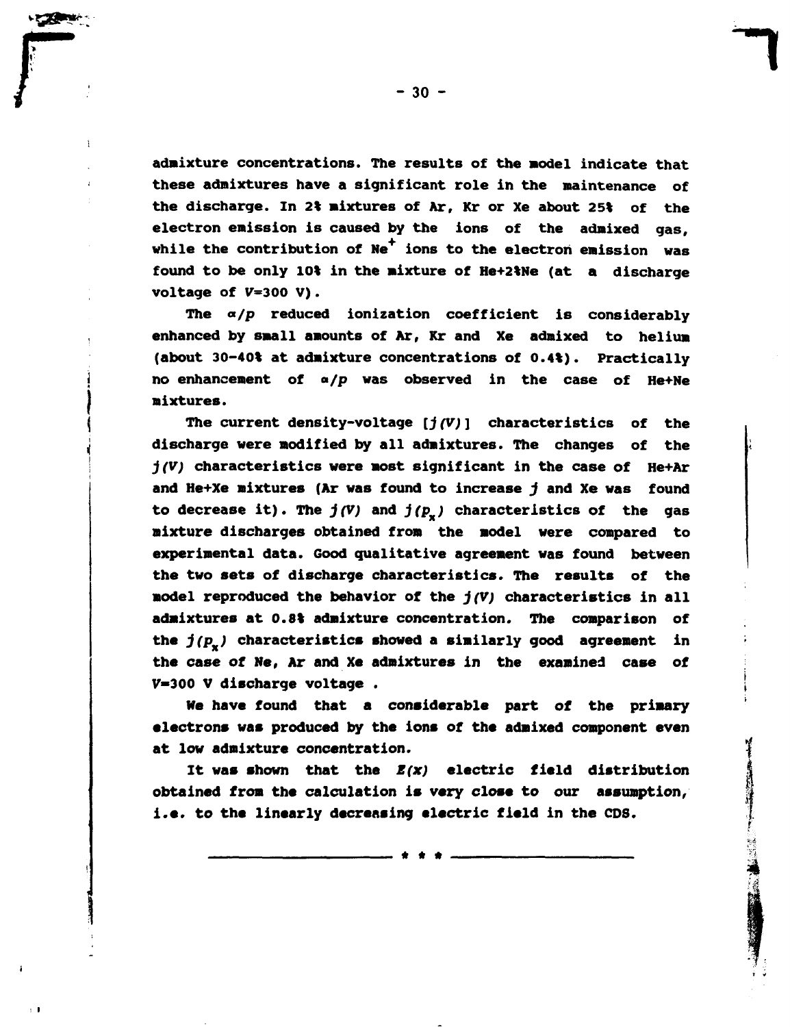admixture concentrations. The results of the model indicate that these admixtures have a significant role in the maintenance of the discharge. In 2% mixtures of Ar, Kr or Xe about 25% of the electron emission is caused by the ions of the admixed gas, while the contribution of $Ne^+$ ions to the electron emission was found to be only 10% in the mixture of He+2%Ne (at a discharge voltage of $V$=300 V).

The $\alpha/p$ reduced ionization coefficient is considerably enhanced by small amounts of Ar, Kr and Xe admixed to helium (about 30-40% at admixture concentrations of 0.4%). Practically no enhancement of $\alpha/p$ was observed in the case of He+Ne mixtures.

The current density-voltage [$j(V)$] characteristics of the discharge were modified by all admixtures. The changes of the $j(V)$ characteristics were most significant in the case of He+Ar and He+Xe mixtures (Ar was found to increase $j$ and Xe was found to decrease it). The $j(V)$ and $j(p_x)$ characteristics of the gas mixture discharges obtained from the model were compared to experimental data. Good qualitative agreement was found between the two sets of discharge characteristics. The results of the model reproduced the behavior of the $j(V)$ characteristics in all admixtures at 0.8% admixture concentration. The comparison of the $j(p_x)$ characteristics showed a similarly good agreement in the case of Ne, Ar and Xe admixtures in the examined case of $V$=300 V discharge voltage .

We have found that a considerable part of the primary electrons was produced by the ions of the admixed component even at low admixture concentration.

It was shown that the $E(x)$ electric field distribution obtained from the calculation is very close to our assumption, i.e. to the linearly decreasing electric field in the CDS.

\* \* \*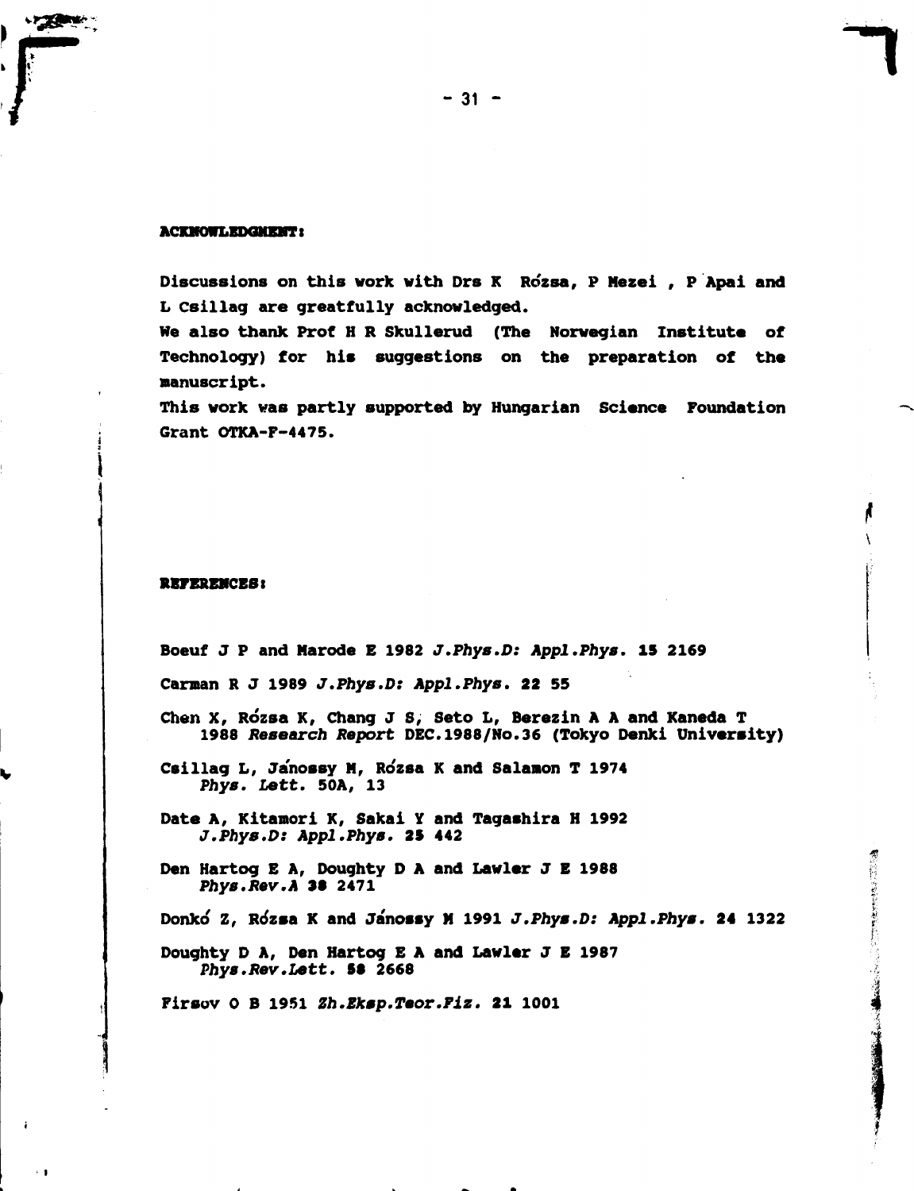**ACKNOWLEDGMENT:**

Discussions on this work with Drs K Rózsa, P Mezei , P Apai and L Csillag are greatfully acknowledged.

We also thank Prof H R Skullerud (The Norwegian Institute of Technology) for his suggestions on the preparation of the manuscript.

This work was partly supported by Hungarian Science Foundation Grant OTKA-F-4475.

**REFERENCES:**

Boeuf J P and Marode E 1982 *J.Phys.D: Appl.Phys.* **15** 2169

Carman R J 1989 *J.Phys.D: Appl.Phys.* **22** 55

Chen X, Rózsa K, Chang J S, Seto L, Berezin A A and Kaneda T 1988 *Research Report* DEC.1988/No.36 (Tokyo Denki University)

Csillag L, Jánossy M, Rózsa K and Salamon T 1974 *Phys. Lett.* 50A, 13

Date A, Kitamori K, Sakai Y and Tagashira H 1992 *J.Phys.D: Appl.Phys.* **25** 442

Den Hartog E A, Doughty D A and Lawler J E 1988 *Phys.Rev.A* **38** 2471

Donkó Z, Rózsa K and Jánossy M 1991 *J.Phys.D: Appl.Phys.* **24** 1322

Doughty D A, Den Hartog E A and Lawler J E 1987 *Phys.Rev.Lett.* **58** 2668

Firsov O B 1951 *Zh.Eksp.Teor.Fiz.* **21** 1001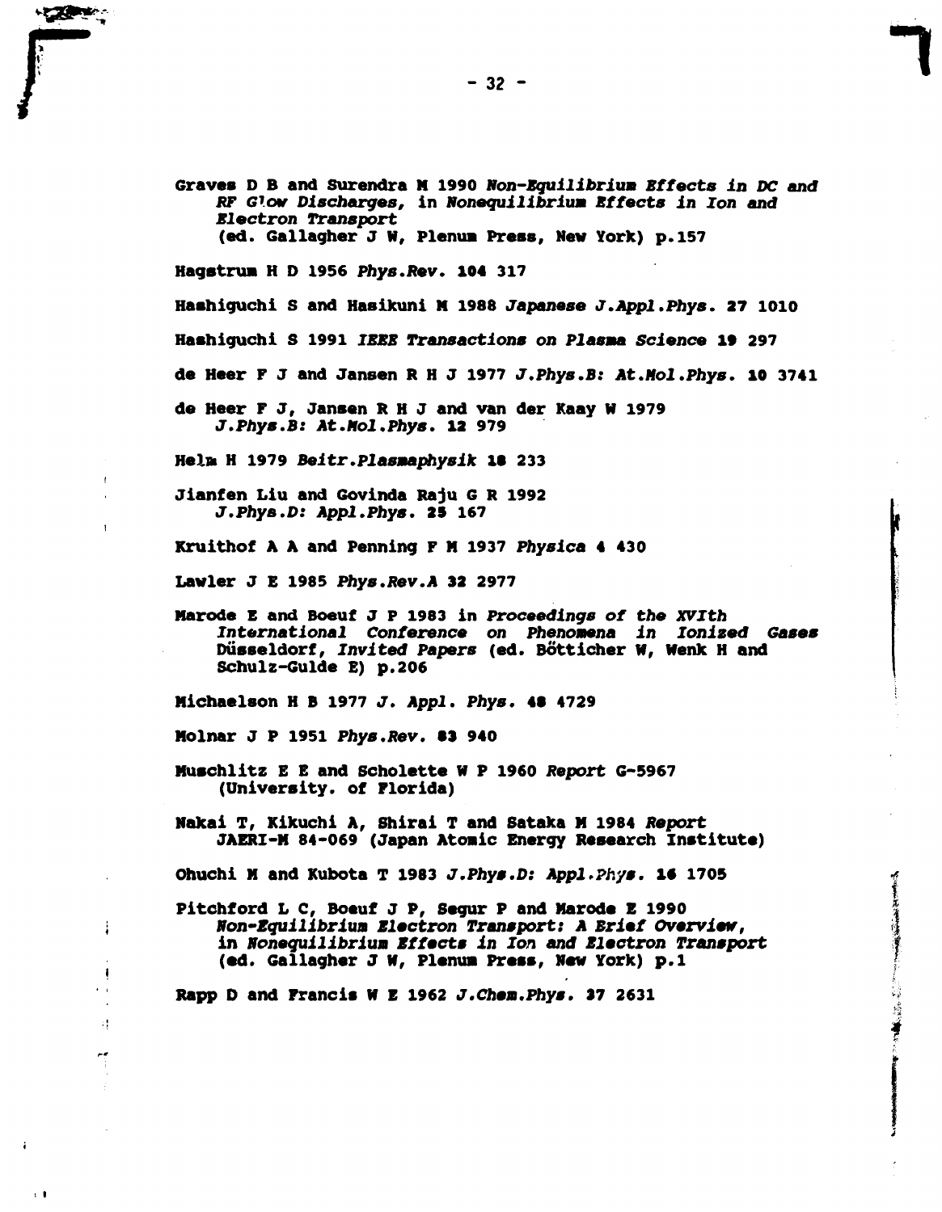Graves D B and Surendra M 1990 *Non-Equilibrium Effects in DC and RF Glow Discharges*, in *Nonequilibrium Effects in Ion and Electron Transport* (ed. Gallagher J W, Plenum Press, New York) p.157

Hagstrum H D 1956 *Phys.Rev.* **104** 317

Hashiguchi S and Hasikuni M 1988 *Japanese J.Appl.Phys.* **27** 1010

Hashiguchi S 1991 *IEEE Transactions on Plasma Science* **19** 297

de Heer F J and Jansen R H J 1977 *J.Phys.B: At.Mol.Phys.* **10** 3741

de Heer F J, Jansen R H J and van der Kaay W 1979 *J.Phys.B: At.Mol.Phys.* **12** 979

Helm H 1979 *Beitr.Plasmaphysik* **18** 233

Jianfen Liu and Govinda Raju G R 1992 *J.Phys.D: Appl.Phys.* **25** 167

Kruithof A A and Penning F M 1937 *Physica* **4** 430

Lawler J E 1985 *Phys.Rev.A* **32** 2977

Marode E and Boeuf J P 1983 in *Proceedings of the XVIth International Conference on Phenomena in Ionized Gases* Düsseldorf, *Invited Papers* (ed. Bötticher W, Wenk H and Schulz-Gulde E) p.206

Michaelson H B 1977 *J. Appl. Phys.* **48** 4729

Molnar J P 1951 *Phys.Rev.* **83** 940

Muschlitz E E and Scholette W P 1960 *Report* G-5967 (University. of Florida)

Nakai T, Kikuchi A, Shirai T and Sataka M 1984 *Report* JAERI-M 84-069 (Japan Atomic Energy Research Institute)

Ohuchi M and Kubota T 1983 *J.Phys.D: Appl.Phys.* **16** 1705

Pitchford L C, Boeuf J P, Segur P and Marode E 1990 *Non-Equilibrium Electron Transport: A Brief Overview*, in *Nonequilibrium Effects in Ion and Electron Transport* (ed. Gallagher J W, Plenum Press, New York) p.1

Rapp D and Francis W E 1962 *J.Chem.Phys.* **37** 2631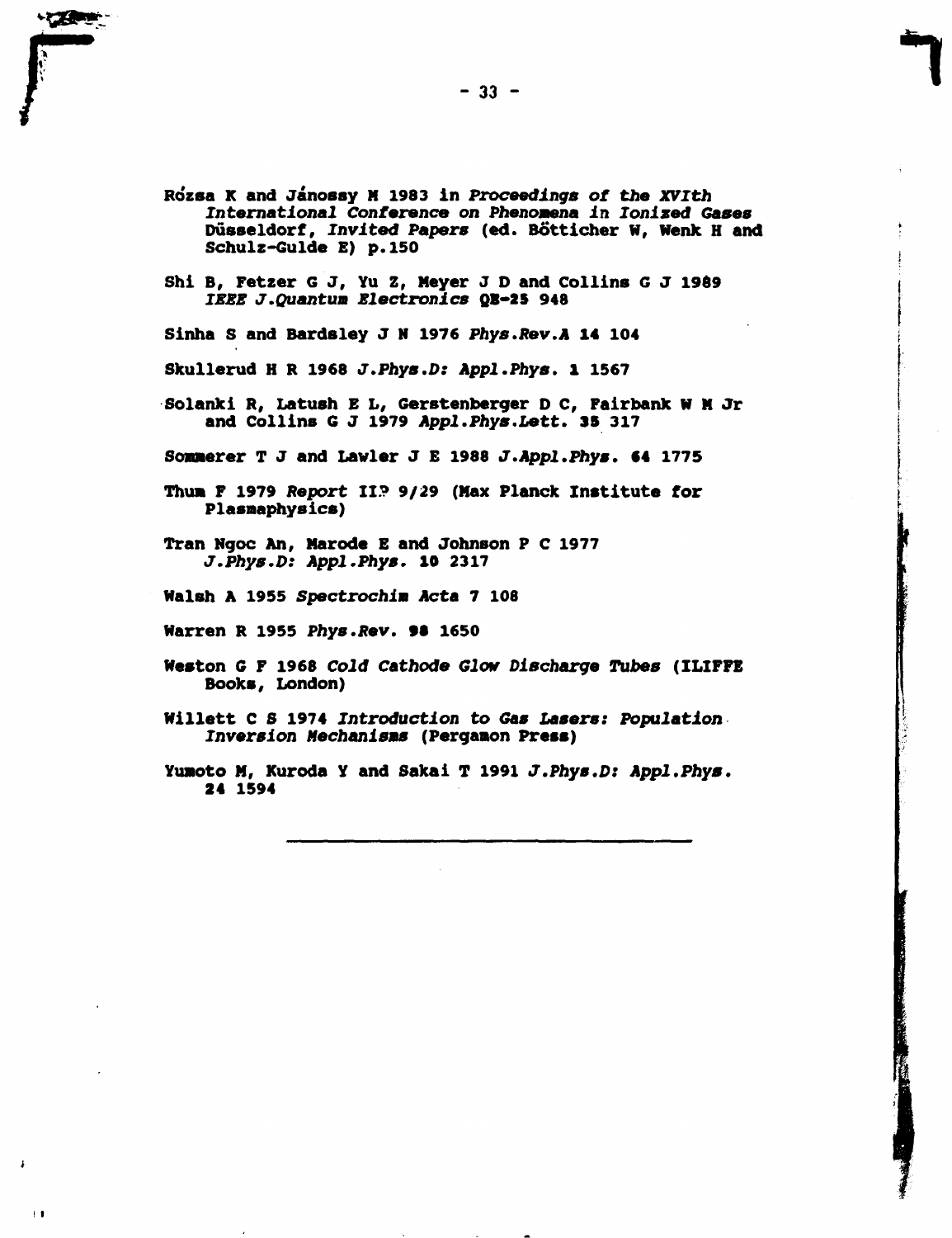Rózsa K and Jánossy M 1983 in *Proceedings of the XVIth International Conference on Phenomena in Ionized Gases* Düsseldorf, *Invited Papers* (ed. Bötticher W, Wenk H and Schulz-Gulde E) p.150

Shi B, Fetzer G J, Yu Z, Meyer J D and Collins G J 1989 *IEEE J.Quantum Electronics* **QE-25** 948

Sinha S and Bardsley J N 1976 *Phys.Rev.A* **14** 104

Skullerud H R 1968 *J.Phys.D: Appl.Phys.* **1** 1567

Solanki R, Latush E L, Gerstenberger D C, Fairbank W M Jr and Collins G J 1979 *Appl.Phys.Lett.* **35** 317

Sommerer T J and Lawler J E 1988 *J.Appl.Phys.* **64** 1775

Thum F 1979 *Report* IIP 9/29 (Max Planck Institute for Plasmaphysics)

Tran Ngoc An, Marode E and Johnson P C 1977 *J.Phys.D: Appl.Phys.* **10** 2317

Walsh A 1955 *Spectrochim Acta* **7** 108

Warren R 1955 *Phys.Rev.* **98** 1650

Weston G F 1968 *Cold Cathode Glow Discharge Tubes* (ILIFFE Books, London)

Willett C S 1974 *Introduction to Gas Lasers: Population Inversion Mechanisms* (Pergamon Press)

Yumoto M, Kuroda Y and Sakai T 1991 *J.Phys.D: Appl.Phys.* **24** 1594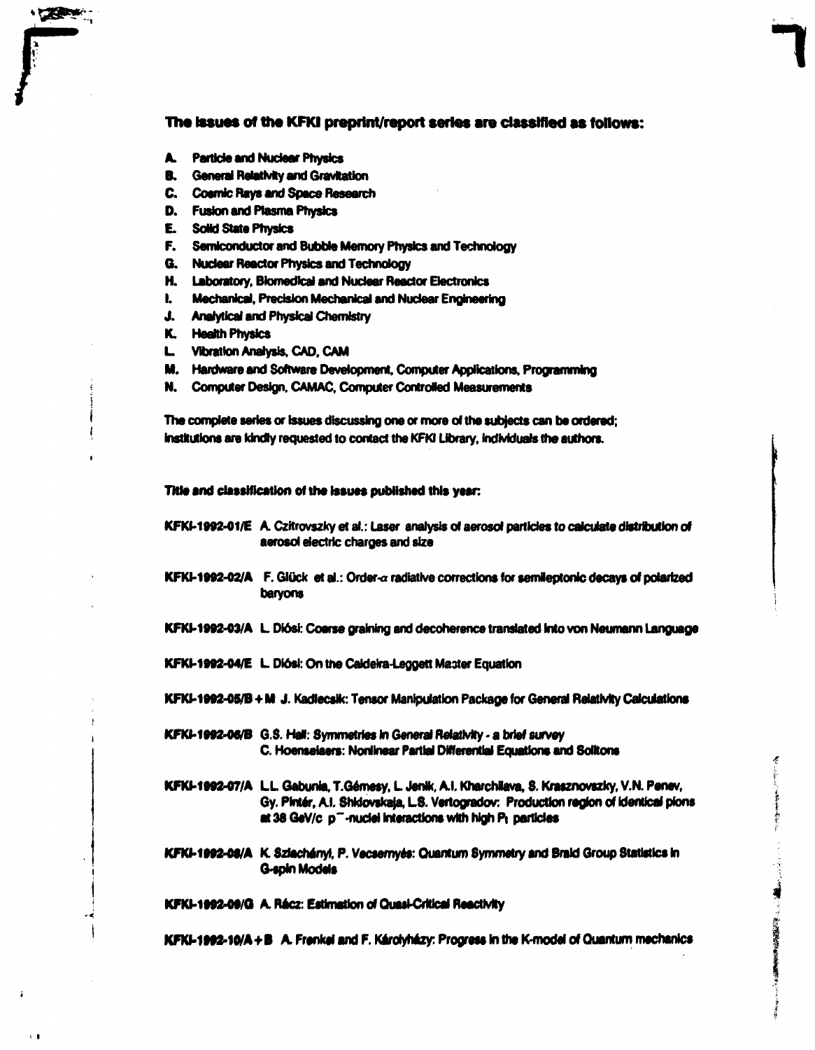**The issues of the KFKI preprint/report series are classified as follows:**

- **A.** Particle and Nuclear Physics
- **B.** General Relativity and Gravitation
- **C.** Cosmic Rays and Space Research
- **D.** Fusion and Plasma Physics
- **E.** Solid State Physics
- **F.** Semiconductor and Bubble Memory Physics and Technology
- **G.** Nuclear Reactor Physics and Technology
- **H.** Laboratory, Biomedical and Nuclear Reactor Electronics
- **I.** Mechanical, Precision Mechanical and Nuclear Engineering
- **J.** Analytical and Physical Chemistry
- **K.** Health Physics
- **L.** Vibration Analysis, CAD, CAM
- **M.** Hardware and Software Development, Computer Applications, Programming
- **N.** Computer Design, CAMAC, Computer Controlled Measurements

The complete series or issues discussing one or more of the subjects can be ordered; institutions are kindly requested to contact the KFKI Library, individuals the authors.

**Title and classification of the issues published this year:**

**KFKI-1992-01/E** A. Czitrovszky et al.: Laser analysis of aerosol particles to calculate distribution of aerosol electric charges and size

**KFKI-1992-02/A** F. Glück et al.: Order-$\alpha$ radiative corrections for semileptonic decays of polarized baryons

**KFKI-1992-03/A** L. Diósi: Coarse graining and decoherence translated into von Neumann Language

**KFKI-1992-04/E** L. Diósi: On the Caldeira-Leggett Master Equation

**KFKI-1992-05/B + M** J. Kadlecsik: Tensor Manipulation Package for General Relativity Calculations

**KFKI-1992-06/B** G.S. Hall: Symmetries in General Relativity - a brief survey
C. Hoenselaers: Nonlinear Partial Differential Equations and Solitons

**KFKI-1992-07/A** L.L. Gabunia, T.Gémesy, L. Jenik, A.I. Kharchilava, S. Krasznovszky, V.N. Penev, Gy. Pintér, A.I. Shkiovskaja, L.S. Vertogradov: Production region of identical pions at 38 GeV/c $p^{-}$-nuclei interactions with high $P_t$ particles

**KFKI-1992-08/A** K. Szlachányi, P. Vecsernyés: Quantum Symmetry and Braid Group Statistics in G-spin Models

**KFKI-1992-09/G** A. Rácz: Estimation of Quasi-Critical Reactivity

**KFKI-1992-10/A + B** A. Frenkel and F. Károlyházy: Progress in the K-model of Quantum mechanics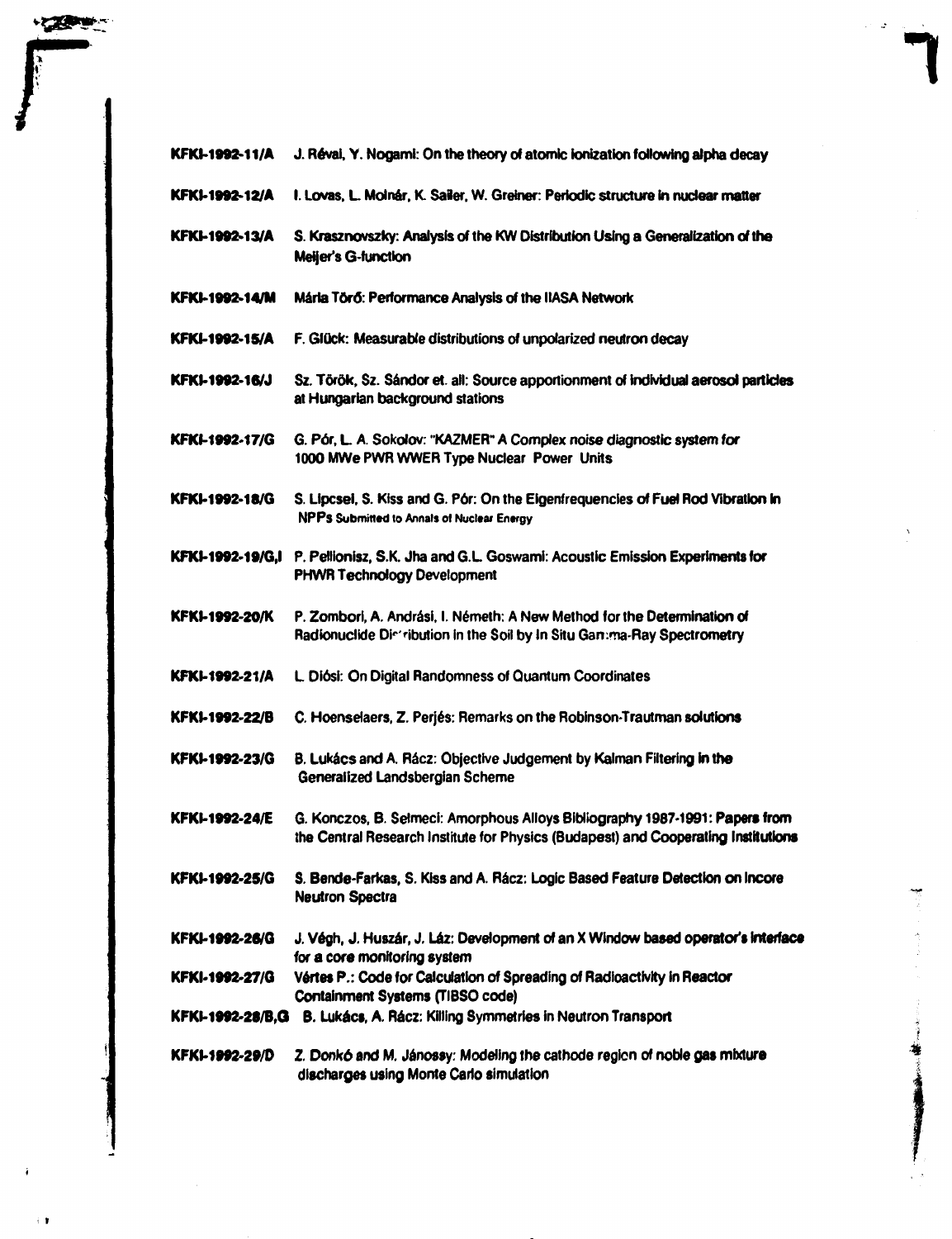**KFKI-1992-11/A** J. Réval, Y. Nogami: On the theory of atomic ionization following alpha decay

**KFKI-1992-12/A** I. Lovas, L. Molnár, K. Sailer, W. Greiner: Periodic structure in nuclear matter

**KFKI-1992-13/A** S. Krasznovszky: Analysis of the KW Distribution Using a Generalization of the Meijer's G-function

**KFKI-1992-14/M** Mária Törő: Performance Analysis of the IIASA Network

**KFKI-1992-15/A** F. Glück: Measurable distributions of unpolarized neutron decay

**KFKI-1992-16/J** Sz. Török, Sz. Sándor et. all: Source apportionment of individual aerosol particles at Hungarian background stations

**KFKI-1992-17/G** G. Pór, L. A. Sokolov: "KAZMER" A Complex noise diagnostic system for 1000 MWe PWR WWER Type Nuclear Power Units

**KFKI-1992-18/G** S. Lipcsei, S. Kiss and G. Pór: On the Eigenfrequencies of Fuel Rod Vibration in NPPs Submitted to Annals of Nuclear Energy

**KFKI-1992-19/G,I** P. Pellionisz, S.K. Jha and G.L. Goswami: Acoustic Emission Experiments for PHWR Technology Development

**KFKI-1992-20/K** P. Zombori, A. Andrási, I. Németh: A New Method for the Determination of Radionuclide Distribution in the Soil by In Situ Gamma-Ray Spectrometry

**KFKI-1992-21/A** L. Diósi: On Digital Randomness of Quantum Coordinates

**KFKI-1992-22/B** C. Hoenselaers, Z. Perjés: Remarks on the Robinson-Trautman solutions

**KFKI-1992-23/G** B. Lukács and A. Rácz: Objective Judgement by Kalman Filtering in the Generalized Landsbergian Scheme

**KFKI-1992-24/E** G. Konczos, B. Selmeci: Amorphous Alloys Bibliography 1987-1991: Papers from the Central Research Institute for Physics (Budapest) and Cooperating Institutions

**KFKI-1992-25/G** S. Bende-Farkas, S. Kiss and A. Rácz: Logic Based Feature Detection on Incore Neutron Spectra

**KFKI-1992-26/G** J. Végh, J. Huszár, J. Láz: Development of an X Window based operator's interface for a core monitoring system

**KFKI-1992-27/G** Vértes P.: Code for Calculation of Spreading of Radioactivity in Reactor Containment Systems (TIBSO code)

**KFKI-1992-28/B,G** B. Lukács, A. Rácz: Killing Symmetries in Neutron Transport

**KFKI-1992-29/D** Z. Donkó and M. Jánossy: Modeling the cathode region of noble gas mixture discharges using Monte Carlo simulation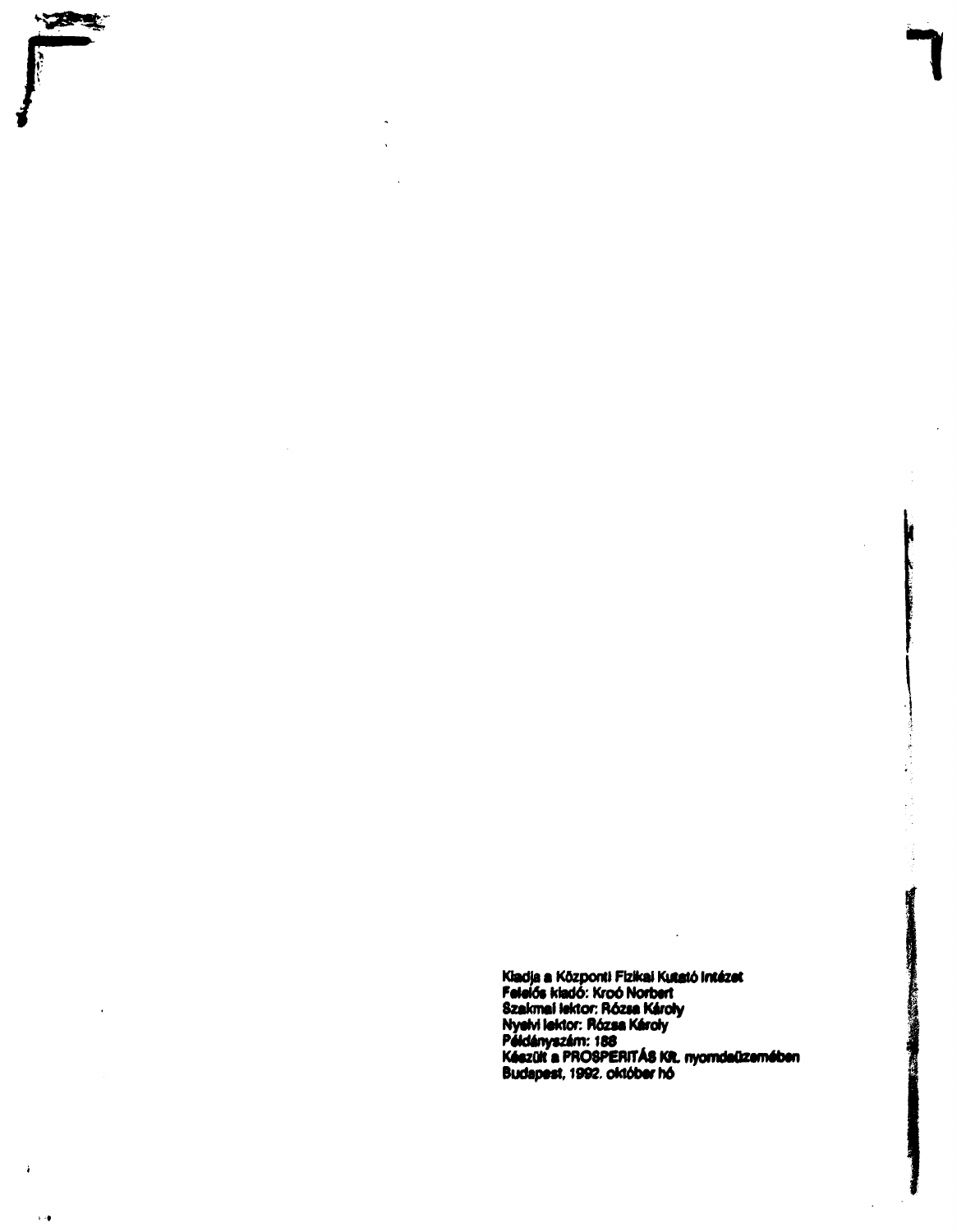Kiadja a Központi Fizikai Kutató Intézet
Felelős kiadó: Kroó Norbert
Szakmai lektor: Rózsa Károly
Nyelvi lektor: Rózsa Károly
Példányszám: 188
Készült a PROSPERITÁS Kft. nyomdaüzemében
Budapest, 1992. október hó